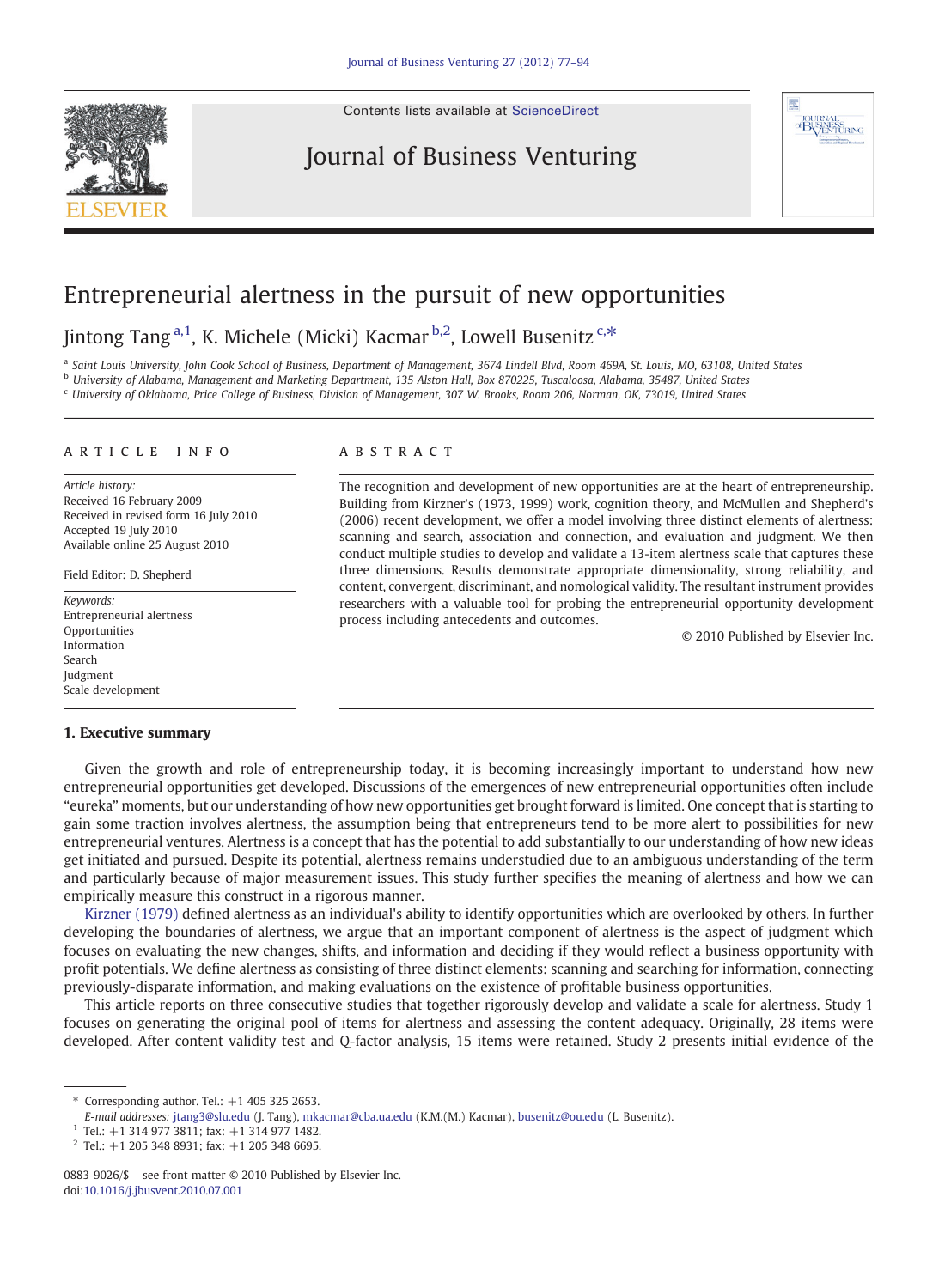Contents lists available at ScienceDirect

# Journal of Business Venturing

# Entrepreneurial alertness in the pursuit of new opportunities

Jintong Tang [a,1], K. Michele (Micki) Kacmar [b,2], Lowell Busenitz [c,*]

[a] Saint Louis University, John Cook School of Business, Department of Management, 3674 Lindell Blvd, Room 469A, St. Louis, MO, 63108, United States
[b] University of Alabama, Management and Marketing Department, 135 Alston Hall, Box 870225, Tuscaloosa, Alabama, 35487, United States
[c] University of Oklahoma, Price College of Business, Division of Management, 307 W. Brooks, Room 206, Norman, OK, 73019, United States

## ARTICLE INFO

*Article history:*
Received 16 February 2009
Received in revised form 16 July 2010
Accepted 19 July 2010
Available online 25 August 2010

Field Editor: D. Shepherd

*Keywords:*
Entrepreneurial alertness
Opportunities
Information
Search
Judgment
Scale development

## ABSTRACT

The recognition and development of new opportunities are at the heart of entrepreneurship. Building from Kirzner's (1973, 1999) work, cognition theory, and McMullen and Shepherd's (2006) recent development, we offer a model involving three distinct elements of alertness: scanning and search, association and connection, and evaluation and judgment. We then conduct multiple studies to develop and validate a 13-item alertness scale that captures these three dimensions. Results demonstrate appropriate dimensionality, strong reliability, and content, convergent, discriminant, and nomological validity. The resultant instrument provides researchers with a valuable tool for probing the entrepreneurial opportunity development process including antecedents and outcomes.

© 2010 Published by Elsevier Inc.

## 1. Executive summary

Given the growth and role of entrepreneurship today, it is becoming increasingly important to understand how new entrepreneurial opportunities get developed. Discussions of the emergences of new entrepreneurial opportunities often include "eureka" moments, but our understanding of how new opportunities get brought forward is limited. One concept that is starting to gain some traction involves alertness, the assumption being that entrepreneurs tend to be more alert to possibilities for new entrepreneurial ventures. Alertness is a concept that has the potential to add substantially to our understanding of how new ideas get initiated and pursued. Despite its potential, alertness remains understudied due to an ambiguous understanding of the term and particularly because of major measurement issues. This study further specifies the meaning of alertness and how we can empirically measure this construct in a rigorous manner.

Kirzner (1979) defined alertness as an individual's ability to identify opportunities which are overlooked by others. In further developing the boundaries of alertness, we argue that an important component of alertness is the aspect of judgment which focuses on evaluating the new changes, shifts, and information and deciding if they would reflect a business opportunity with profit potentials. We define alertness as consisting of three distinct elements: scanning and searching for information, connecting previously-disparate information, and making evaluations on the existence of profitable business opportunities.

This article reports on three consecutive studies that together rigorously develop and validate a scale for alertness. Study 1 focuses on generating the original pool of items for alertness and assessing the content adequacy. Originally, 28 items were developed. After content validity test and Q-factor analysis, 15 items were retained. Study 2 presents initial evidence of the

---

* Corresponding author. Tel.: +1 405 325 2653.
*E-mail addresses:* jtang3@slu.edu (J. Tang), mkacmar@cba.ua.edu (K.M.(M.) Kacmar), busenitz@ou.edu (L. Busenitz).
[1] Tel.: +1 314 977 3811; fax: +1 314 977 1482.
[2] Tel.: +1 205 348 8931; fax: +1 205 348 6695.

0883-9026/$ – see front matter © 2010 Published by Elsevier Inc.
doi:10.1016/j.jbusvent.2010.07.001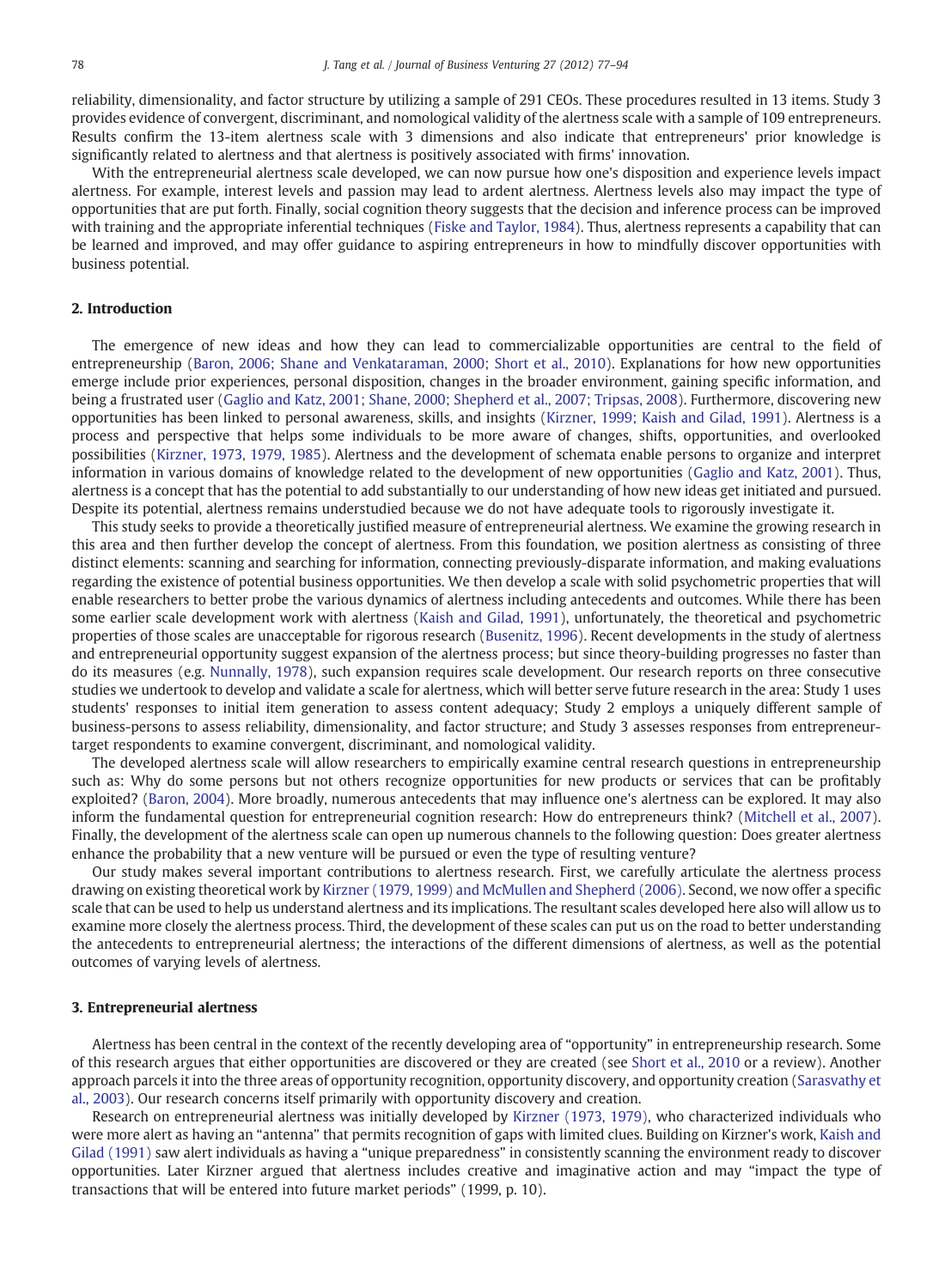reliability, dimensionality, and factor structure by utilizing a sample of 291 CEOs. These procedures resulted in 13 items. Study 3 provides evidence of convergent, discriminant, and nomological validity of the alertness scale with a sample of 109 entrepreneurs. Results confirm the 13-item alertness scale with 3 dimensions and also indicate that entrepreneurs' prior knowledge is significantly related to alertness and that alertness is positively associated with firms' innovation.

With the entrepreneurial alertness scale developed, we can now pursue how one's disposition and experience levels impact alertness. For example, interest levels and passion may lead to ardent alertness. Alertness levels also may impact the type of opportunities that are put forth. Finally, social cognition theory suggests that the decision and inference process can be improved with training and the appropriate inferential techniques (Fiske and Taylor, 1984). Thus, alertness represents a capability that can be learned and improved, and may offer guidance to aspiring entrepreneurs in how to mindfully discover opportunities with business potential.

## 2. Introduction

The emergence of new ideas and how they can lead to commercializable opportunities are central to the field of entrepreneurship (Baron, 2006; Shane and Venkataraman, 2000; Short et al., 2010). Explanations for how new opportunities emerge include prior experiences, personal disposition, changes in the broader environment, gaining specific information, and being a frustrated user (Gaglio and Katz, 2001; Shane, 2000; Shepherd et al., 2007; Tripsas, 2008). Furthermore, discovering new opportunities has been linked to personal awareness, skills, and insights (Kirzner, 1999; Kaish and Gilad, 1991). Alertness is a process and perspective that helps some individuals to be more aware of changes, shifts, opportunities, and overlooked possibilities (Kirzner, 1973, 1979, 1985). Alertness and the development of schemata enable persons to organize and interpret information in various domains of knowledge related to the development of new opportunities (Gaglio and Katz, 2001). Thus, alertness is a concept that has the potential to add substantially to our understanding of how new ideas get initiated and pursued. Despite its potential, alertness remains understudied because we do not have adequate tools to rigorously investigate it.

This study seeks to provide a theoretically justified measure of entrepreneurial alertness. We examine the growing research in this area and then further develop the concept of alertness. From this foundation, we position alertness as consisting of three distinct elements: scanning and searching for information, connecting previously-disparate information, and making evaluations regarding the existence of potential business opportunities. We then develop a scale with solid psychometric properties that will enable researchers to better probe the various dynamics of alertness including antecedents and outcomes. While there has been some earlier scale development work with alertness (Kaish and Gilad, 1991), unfortunately, the theoretical and psychometric properties of those scales are unacceptable for rigorous research (Busenitz, 1996). Recent developments in the study of alertness and entrepreneurial opportunity suggest expansion of the alertness process; but since theory-building progresses no faster than do its measures (e.g. Nunnally, 1978), such expansion requires scale development. Our research reports on three consecutive studies we undertook to develop and validate a scale for alertness, which will better serve future research in the area: Study 1 uses students' responses to initial item generation to assess content adequacy; Study 2 employs a uniquely different sample of business-persons to assess reliability, dimensionality, and factor structure; and Study 3 assesses responses from entrepreneur-target respondents to examine convergent, discriminant, and nomological validity.

The developed alertness scale will allow researchers to empirically examine central research questions in entrepreneurship such as: Why do some persons but not others recognize opportunities for new products or services that can be profitably exploited? (Baron, 2004). More broadly, numerous antecedents that may influence one's alertness can be explored. It may also inform the fundamental question for entrepreneurial cognition research: How do entrepreneurs think? (Mitchell et al., 2007). Finally, the development of the alertness scale can open up numerous channels to the following question: Does greater alertness enhance the probability that a new venture will be pursued or even the type of resulting venture?

Our study makes several important contributions to alertness research. First, we carefully articulate the alertness process drawing on existing theoretical work by Kirzner (1979, 1999) and McMullen and Shepherd (2006). Second, we now offer a specific scale that can be used to help us understand alertness and its implications. The resultant scales developed here also will allow us to examine more closely the alertness process. Third, the development of these scales can put us on the road to better understanding the antecedents to entrepreneurial alertness; the interactions of the different dimensions of alertness, as well as the potential outcomes of varying levels of alertness.

## 3. Entrepreneurial alertness

Alertness has been central in the context of the recently developing area of "opportunity" in entrepreneurship research. Some of this research argues that either opportunities are discovered or they are created (see Short et al., 2010 or a review). Another approach parcels it into the three areas of opportunity recognition, opportunity discovery, and opportunity creation (Sarasvathy et al., 2003). Our research concerns itself primarily with opportunity discovery and creation.

Research on entrepreneurial alertness was initially developed by Kirzner (1973, 1979), who characterized individuals who were more alert as having an "antenna" that permits recognition of gaps with limited clues. Building on Kirzner's work, Kaish and Gilad (1991) saw alert individuals as having a "unique preparedness" in consistently scanning the environment ready to discover opportunities. Later Kirzner argued that alertness includes creative and imaginative action and may "impact the type of transactions that will be entered into future market periods" (1999, p. 10).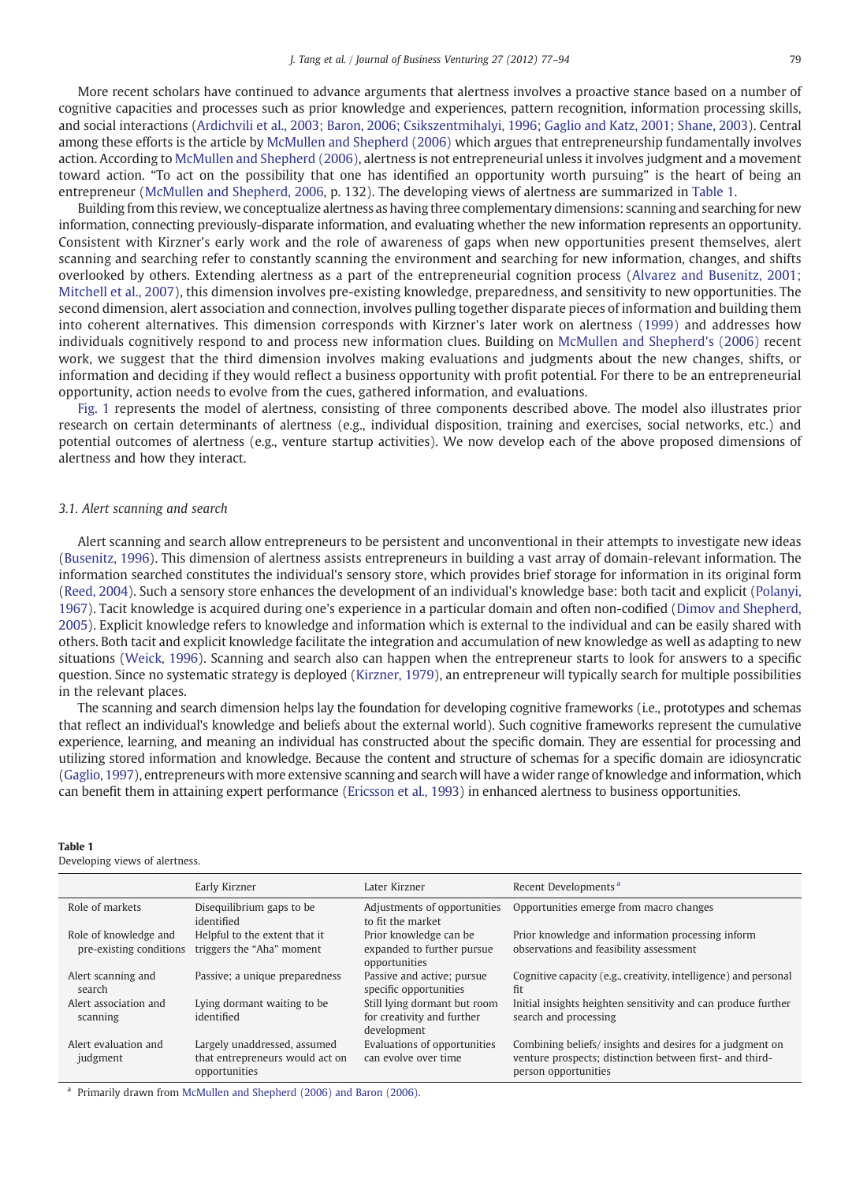More recent scholars have continued to advance arguments that alertness involves a proactive stance based on a number of cognitive capacities and processes such as prior knowledge and experiences, pattern recognition, information processing skills, and social interactions (Ardichvili et al., 2003; Baron, 2006; Csikszentmihalyi, 1996; Gaglio and Katz, 2001; Shane, 2003). Central among these efforts is the article by McMullen and Shepherd (2006) which argues that entrepreneurship fundamentally involves action. According to McMullen and Shepherd (2006), alertness is not entrepreneurial unless it involves judgment and a movement toward action. "To act on the possibility that one has identified an opportunity worth pursuing" is the heart of being an entrepreneur (McMullen and Shepherd, 2006, p. 132). The developing views of alertness are summarized in Table 1.

Building from this review, we conceptualize alertness as having three complementary dimensions: scanning and searching for new information, connecting previously-disparate information, and evaluating whether the new information represents an opportunity. Consistent with Kirzner's early work and the role of awareness of gaps when new opportunities present themselves, alert scanning and searching refer to constantly scanning the environment and searching for new information, changes, and shifts overlooked by others. Extending alertness as a part of the entrepreneurial cognition process (Alvarez and Busenitz, 2001; Mitchell et al., 2007), this dimension involves pre-existing knowledge, preparedness, and sensitivity to new opportunities. The second dimension, alert association and connection, involves pulling together disparate pieces of information and building them into coherent alternatives. This dimension corresponds with Kirzner's later work on alertness (1999) and addresses how individuals cognitively respond to and process new information clues. Building on McMullen and Shepherd's (2006) recent work, we suggest that the third dimension involves making evaluations and judgments about the new changes, shifts, or information and deciding if they would reflect a business opportunity with profit potential. For there to be an entrepreneurial opportunity, action needs to evolve from the cues, gathered information, and evaluations.

Fig. 1 represents the model of alertness, consisting of three components described above. The model also illustrates prior research on certain determinants of alertness (e.g., individual disposition, training and exercises, social networks, etc.) and potential outcomes of alertness (e.g., venture startup activities). We now develop each of the above proposed dimensions of alertness and how they interact.

### 3.1. Alert scanning and search

Alert scanning and search allow entrepreneurs to be persistent and unconventional in their attempts to investigate new ideas (Busenitz, 1996). This dimension of alertness assists entrepreneurs in building a vast array of domain-relevant information. The information searched constitutes the individual's sensory store, which provides brief storage for information in its original form (Reed, 2004). Such a sensory store enhances the development of an individual's knowledge base: both tacit and explicit (Polanyi, 1967). Tacit knowledge is acquired during one's experience in a particular domain and often non-codified (Dimov and Shepherd, 2005). Explicit knowledge refers to knowledge and information which is external to the individual and can be easily shared with others. Both tacit and explicit knowledge facilitate the integration and accumulation of new knowledge as well as adapting to new situations (Weick, 1996). Scanning and search also can happen when the entrepreneur starts to look for answers to a specific question. Since no systematic strategy is deployed (Kirzner, 1979), an entrepreneur will typically search for multiple possibilities in the relevant places.

The scanning and search dimension helps lay the foundation for developing cognitive frameworks (i.e., prototypes and schemas that reflect an individual's knowledge and beliefs about the external world). Such cognitive frameworks represent the cumulative experience, learning, and meaning an individual has constructed about the specific domain. They are essential for processing and utilizing stored information and knowledge. Because the content and structure of schemas for a specific domain are idiosyncratic (Gaglio, 1997), entrepreneurs with more extensive scanning and search will have a wider range of knowledge and information, which can benefit them in attaining expert performance (Ericsson et al., 1993) in enhanced alertness to business opportunities.

**Table 1**
Developing views of alertness.

| | Early Kirzner | Later Kirzner | Recent Developments [a] |
|---|---|---|---|
| Role of markets | Disequilibrium gaps to be identified | Adjustments of opportunities to fit the market | Opportunities emerge from macro changes |
| Role of knowledge and pre-existing conditions | Helpful to the extent that it triggers the "Aha" moment | Prior knowledge can be expanded to further pursue opportunities | Prior knowledge and information processing inform observations and feasibility assessment |
| Alert scanning and search | Passive; a unique preparedness | Passive and active; pursue specific opportunities | Cognitive capacity (e.g., creativity, intelligence) and personal fit |
| Alert association and scanning | Lying dormant waiting to be identified | Still lying dormant but room for creativity and further development | Initial insights heighten sensitivity and can produce further search and processing |
| Alert evaluation and judgment | Largely unaddressed, assumed that entrepreneurs would act on opportunities | Evaluations of opportunities can evolve over time | Combining beliefs/ insights and desires for a judgment on venture prospects; distinction between first- and third-person opportunities |

[a] Primarily drawn from McMullen and Shepherd (2006) and Baron (2006).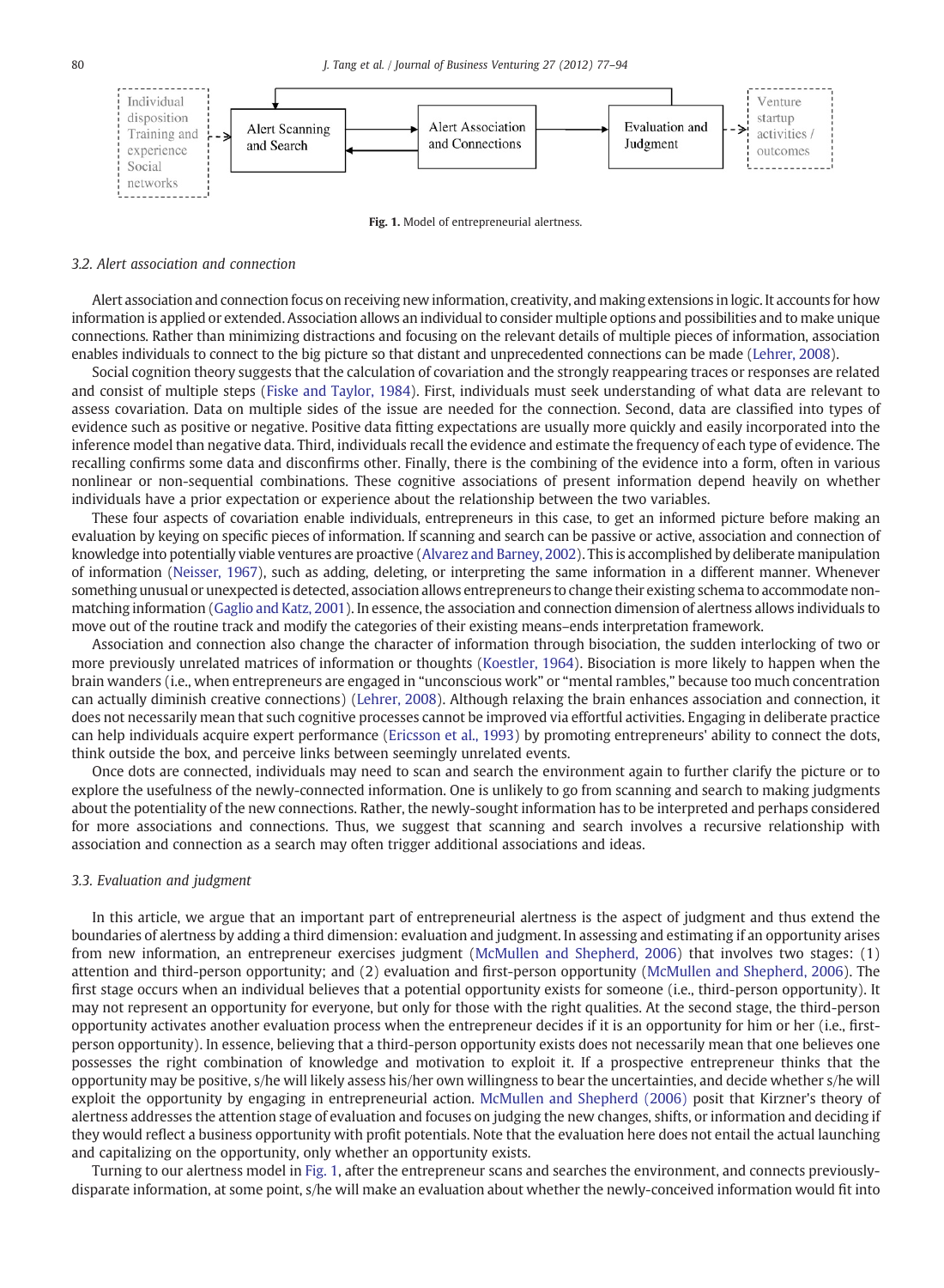**Fig. 1.** Model of entrepreneurial alertness.

### 3.2. Alert association and connection

Alert association and connection focus on receiving new information, creativity, and making extensions in logic. It accounts for how information is applied or extended. Association allows an individual to consider multiple options and possibilities and to make unique connections. Rather than minimizing distractions and focusing on the relevant details of multiple pieces of information, association enables individuals to connect to the big picture so that distant and unprecedented connections can be made (Lehrer, 2008).

Social cognition theory suggests that the calculation of covariation and the strongly reappearing traces or responses are related and consist of multiple steps (Fiske and Taylor, 1984). First, individuals must seek understanding of what data are relevant to assess covariation. Data on multiple sides of the issue are needed for the connection. Second, data are classified into types of evidence such as positive or negative. Positive data fitting expectations are usually more quickly and easily incorporated into the inference model than negative data. Third, individuals recall the evidence and estimate the frequency of each type of evidence. The recalling confirms some data and disconfirms other. Finally, there is the combining of the evidence into a form, often in various nonlinear or non-sequential combinations. These cognitive associations of present information depend heavily on whether individuals have a prior expectation or experience about the relationship between the two variables.

These four aspects of covariation enable individuals, entrepreneurs in this case, to get an informed picture before making an evaluation by keying on specific pieces of information. If scanning and search can be passive or active, association and connection of knowledge into potentially viable ventures are proactive (Alvarez and Barney, 2002). This is accomplished by deliberate manipulation of information (Neisser, 1967), such as adding, deleting, or interpreting the same information in a different manner. Whenever something unusual or unexpected is detected, association allows entrepreneurs to change their existing schema to accommodate non-matching information (Gaglio and Katz, 2001). In essence, the association and connection dimension of alertness allows individuals to move out of the routine track and modify the categories of their existing means–ends interpretation framework.

Association and connection also change the character of information through bisociation, the sudden interlocking of two or more previously unrelated matrices of information or thoughts (Koestler, 1964). Bisociation is more likely to happen when the brain wanders (i.e., when entrepreneurs are engaged in "unconscious work" or "mental rambles," because too much concentration can actually diminish creative connections) (Lehrer, 2008). Although relaxing the brain enhances association and connection, it does not necessarily mean that such cognitive processes cannot be improved via effortful activities. Engaging in deliberate practice can help individuals acquire expert performance (Ericsson et al., 1993) by promoting entrepreneurs' ability to connect the dots, think outside the box, and perceive links between seemingly unrelated events.

Once dots are connected, individuals may need to scan and search the environment again to further clarify the picture or to explore the usefulness of the newly-connected information. One is unlikely to go from scanning and search to making judgments about the potentiality of the new connections. Rather, the newly-sought information has to be interpreted and perhaps considered for more associations and connections. Thus, we suggest that scanning and search involves a recursive relationship with association and connection as a search may often trigger additional associations and ideas.

### 3.3. Evaluation and judgment

In this article, we argue that an important part of entrepreneurial alertness is the aspect of judgment and thus extend the boundaries of alertness by adding a third dimension: evaluation and judgment. In assessing and estimating if an opportunity arises from new information, an entrepreneur exercises judgment (McMullen and Shepherd, 2006) that involves two stages: (1) attention and third-person opportunity; and (2) evaluation and first-person opportunity (McMullen and Shepherd, 2006). The first stage occurs when an individual believes that a potential opportunity exists for someone (i.e., third-person opportunity). It may not represent an opportunity for everyone, but only for those with the right qualities. At the second stage, the third-person opportunity activates another evaluation process when the entrepreneur decides if it is an opportunity for him or her (i.e., first-person opportunity). In essence, believing that a third-person opportunity exists does not necessarily mean that one believes one possesses the right combination of knowledge and motivation to exploit it. If a prospective entrepreneur thinks that the opportunity may be positive, s/he will likely assess his/her own willingness to bear the uncertainties, and decide whether s/he will exploit the opportunity by engaging in entrepreneurial action. McMullen and Shepherd (2006) posit that Kirzner's theory of alertness addresses the attention stage of evaluation and focuses on judging the new changes, shifts, or information and deciding if they would reflect a business opportunity with profit potentials. Note that the evaluation here does not entail the actual launching and capitalizing on the opportunity, only whether an opportunity exists.

Turning to our alertness model in Fig. 1, after the entrepreneur scans and searches the environment, and connects previously-disparate information, at some point, s/he will make an evaluation about whether the newly-conceived information would fit into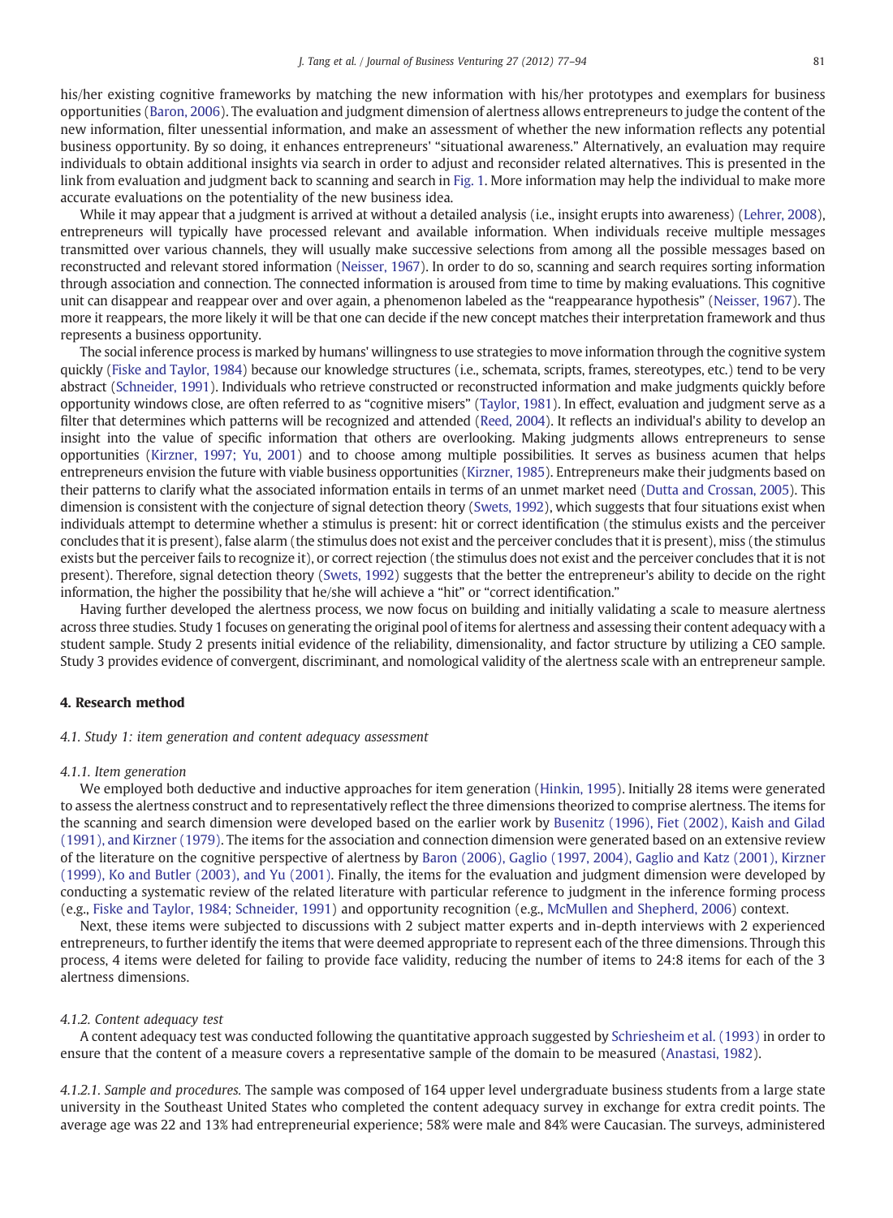his/her existing cognitive frameworks by matching the new information with his/her prototypes and exemplars for business opportunities (Baron, 2006). The evaluation and judgment dimension of alertness allows entrepreneurs to judge the content of the new information, filter unessential information, and make an assessment of whether the new information reflects any potential business opportunity. By so doing, it enhances entrepreneurs' "situational awareness." Alternatively, an evaluation may require individuals to obtain additional insights via search in order to adjust and reconsider related alternatives. This is presented in the link from evaluation and judgment back to scanning and search in Fig. 1. More information may help the individual to make more accurate evaluations on the potentiality of the new business idea.

While it may appear that a judgment is arrived at without a detailed analysis (i.e., insight erupts into awareness) (Lehrer, 2008), entrepreneurs will typically have processed relevant and available information. When individuals receive multiple messages transmitted over various channels, they will usually make successive selections from among all the possible messages based on reconstructed and relevant stored information (Neisser, 1967). In order to do so, scanning and search requires sorting information through association and connection. The connected information is aroused from time to time by making evaluations. This cognitive unit can disappear and reappear over and over again, a phenomenon labeled as the "reappearance hypothesis" (Neisser, 1967). The more it reappears, the more likely it will be that one can decide if the new concept matches their interpretation framework and thus represents a business opportunity.

The social inference process is marked by humans' willingness to use strategies to move information through the cognitive system quickly (Fiske and Taylor, 1984) because our knowledge structures (i.e., schemata, scripts, frames, stereotypes, etc.) tend to be very abstract (Schneider, 1991). Individuals who retrieve constructed or reconstructed information and make judgments quickly before opportunity windows close, are often referred to as "cognitive misers" (Taylor, 1981). In effect, evaluation and judgment serve as a filter that determines which patterns will be recognized and attended (Reed, 2004). It reflects an individual's ability to develop an insight into the value of specific information that others are overlooking. Making judgments allows entrepreneurs to sense opportunities (Kirzner, 1997; Yu, 2001) and to choose among multiple possibilities. It serves as business acumen that helps entrepreneurs envision the future with viable business opportunities (Kirzner, 1985). Entrepreneurs make their judgments based on their patterns to clarify what the associated information entails in terms of an unmet market need (Dutta and Crossan, 2005). This dimension is consistent with the conjecture of signal detection theory (Swets, 1992), which suggests that four situations exist when individuals attempt to determine whether a stimulus is present: hit or correct identification (the stimulus exists and the perceiver concludes that it is present), false alarm (the stimulus does not exist and the perceiver concludes that it is present), miss (the stimulus exists but the perceiver fails to recognize it), or correct rejection (the stimulus does not exist and the perceiver concludes that it is not present). Therefore, signal detection theory (Swets, 1992) suggests that the better the entrepreneur's ability to decide on the right information, the higher the possibility that he/she will achieve a "hit" or "correct identification."

Having further developed the alertness process, we now focus on building and initially validating a scale to measure alertness across three studies. Study 1 focuses on generating the original pool of items for alertness and assessing their content adequacy with a student sample. Study 2 presents initial evidence of the reliability, dimensionality, and factor structure by utilizing a CEO sample. Study 3 provides evidence of convergent, discriminant, and nomological validity of the alertness scale with an entrepreneur sample.

## 4. Research method

### *4.1. Study 1: item generation and content adequacy assessment*

#### *4.1.1. Item generation*

We employed both deductive and inductive approaches for item generation (Hinkin, 1995). Initially 28 items were generated to assess the alertness construct and to representatively reflect the three dimensions theorized to comprise alertness. The items for the scanning and search dimension were developed based on the earlier work by Busenitz (1996), Fiet (2002), Kaish and Gilad (1991), and Kirzner (1979). The items for the association and connection dimension were generated based on an extensive review of the literature on the cognitive perspective of alertness by Baron (2006), Gaglio (1997, 2004), Gaglio and Katz (2001), Kirzner (1999), Ko and Butler (2003), and Yu (2001). Finally, the items for the evaluation and judgment dimension were developed by conducting a systematic review of the related literature with particular reference to judgment in the inference forming process (e.g., Fiske and Taylor, 1984; Schneider, 1991) and opportunity recognition (e.g., McMullen and Shepherd, 2006) context.

Next, these items were subjected to discussions with 2 subject matter experts and in-depth interviews with 2 experienced entrepreneurs, to further identify the items that were deemed appropriate to represent each of the three dimensions. Through this process, 4 items were deleted for failing to provide face validity, reducing the number of items to 24:8 items for each of the 3 alertness dimensions.

#### *4.1.2. Content adequacy test*

A content adequacy test was conducted following the quantitative approach suggested by Schriesheim et al. (1993) in order to ensure that the content of a measure covers a representative sample of the domain to be measured (Anastasi, 1982).

*4.1.2.1. Sample and procedures.* The sample was composed of 164 upper level undergraduate business students from a large state university in the Southeast United States who completed the content adequacy survey in exchange for extra credit points. The average age was 22 and 13% had entrepreneurial experience; 58% were male and 84% were Caucasian. The surveys, administered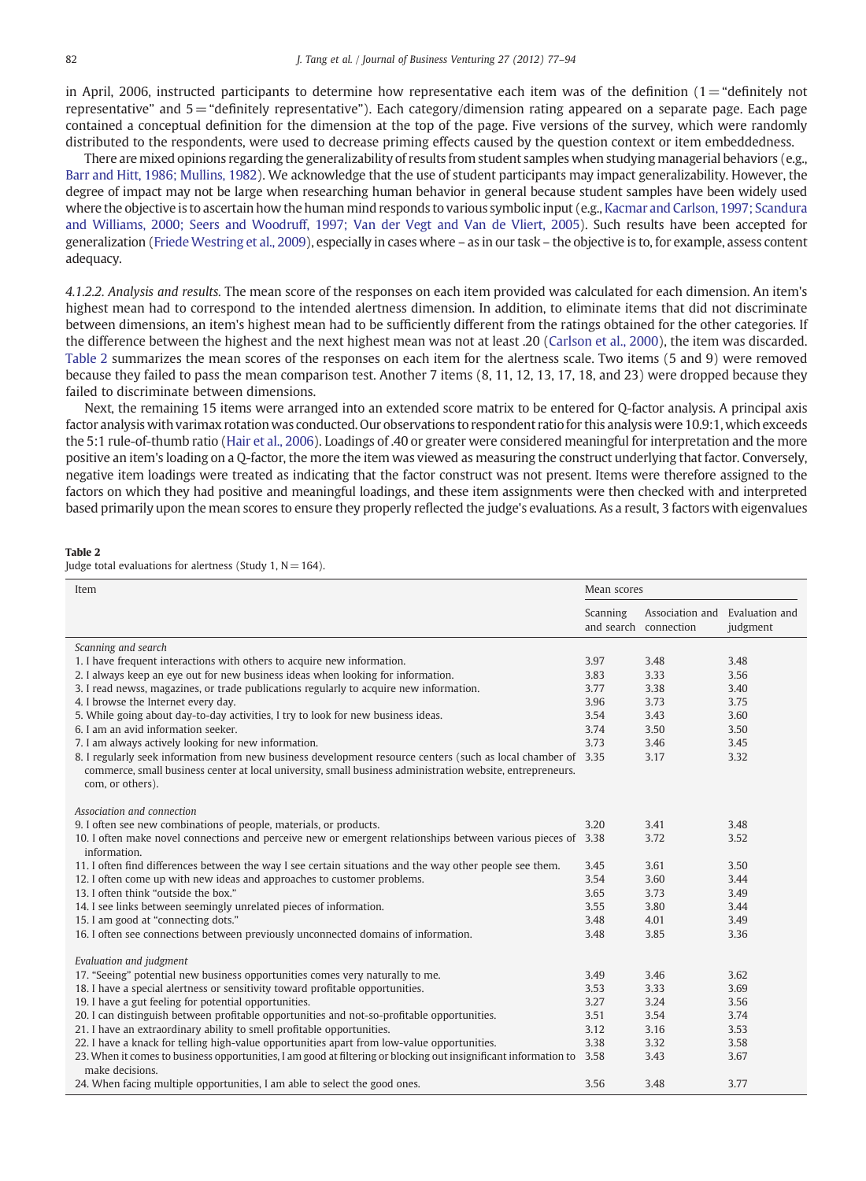in April, 2006, instructed participants to determine how representative each item was of the definition (1 = "definitely not representative" and 5 = "definitely representative"). Each category/dimension rating appeared on a separate page. Each page contained a conceptual definition for the dimension at the top of the page. Five versions of the survey, which were randomly distributed to the respondents, were used to decrease priming effects caused by the question context or item embeddedness.

There are mixed opinions regarding the generalizability of results from student samples when studying managerial behaviors (e.g., Barr and Hitt, 1986; Mullins, 1982). We acknowledge that the use of student participants may impact generalizability. However, the degree of impact may not be large when researching human behavior in general because student samples have been widely used where the objective is to ascertain how the human mind responds to various symbolic input (e.g., Kacmar and Carlson, 1997; Scandura and Williams, 2000; Seers and Woodruff, 1997; Van der Vegt and Van de Vliert, 2005). Such results have been accepted for generalization (Friede Westring et al., 2009), especially in cases where – as in our task – the objective is to, for example, assess content adequacy.

*4.1.2.2. Analysis and results.* The mean score of the responses on each item provided was calculated for each dimension. An item's highest mean had to correspond to the intended alertness dimension. In addition, to eliminate items that did not discriminate between dimensions, an item's highest mean had to be sufficiently different from the ratings obtained for the other categories. If the difference between the highest and the next highest mean was not at least .20 (Carlson et al., 2000), the item was discarded. Table 2 summarizes the mean scores of the responses on each item for the alertness scale. Two items (5 and 9) were removed because they failed to pass the mean comparison test. Another 7 items (8, 11, 12, 13, 17, 18, and 23) were dropped because they failed to discriminate between dimensions.

Next, the remaining 15 items were arranged into an extended score matrix to be entered for Q-factor analysis. A principal axis factor analysis with varimax rotation was conducted. Our observations to respondent ratio for this analysis were 10.9:1, which exceeds the 5:1 rule-of-thumb ratio (Hair et al., 2006). Loadings of .40 or greater were considered meaningful for interpretation and the more positive an item's loading on a Q-factor, the more the item was viewed as measuring the construct underlying that factor. Conversely, negative item loadings were treated as indicating that the factor construct was not present. Items were therefore assigned to the factors on which they had positive and meaningful loadings, and these item assignments were then checked with and interpreted based primarily upon the mean scores to ensure they properly reflected the judge's evaluations. As a result, 3 factors with eigenvalues

**Table 2**
Judge total evaluations for alertness (Study 1, N = 164).

| Item | Mean scores | | |
|---|---|---|---|
| | Scanning and search | Association and connection | Evaluation and judgment |
| *Scanning and search* | | | |
| 1. I have frequent interactions with others to acquire new information. | 3.97 | 3.48 | 3.48 |
| 2. I always keep an eye out for new business ideas when looking for information. | 3.83 | 3.33 | 3.56 |
| 3. I read newss, magazines, or trade publications regularly to acquire new information. | 3.77 | 3.38 | 3.40 |
| 4. I browse the Internet every day. | 3.96 | 3.73 | 3.75 |
| 5. While going about day-to-day activities, I try to look for new business ideas. | 3.54 | 3.43 | 3.60 |
| 6. I am an avid information seeker. | 3.74 | 3.50 | 3.50 |
| 7. I am always actively looking for new information. | 3.73 | 3.46 | 3.45 |
| 8. I regularly seek information from new business development resource centers (such as local chamber of commerce, small business center at local university, small business administration website, entrepreneurs.com, or others). | 3.35 | 3.17 | 3.32 |
| *Association and connection* | | | |
| 9. I often see new combinations of people, materials, or products. | 3.20 | 3.41 | 3.48 |
| 10. I often make novel connections and perceive new or emergent relationships between various pieces of information. | 3.38 | 3.72 | 3.52 |
| 11. I often find differences between the way I see certain situations and the way other people see them. | 3.45 | 3.61 | 3.50 |
| 12. I often come up with new ideas and approaches to customer problems. | 3.54 | 3.60 | 3.44 |
| 13. I often think "outside the box." | 3.65 | 3.73 | 3.49 |
| 14. I see links between seemingly unrelated pieces of information. | 3.55 | 3.80 | 3.44 |
| 15. I am good at "connecting dots." | 3.48 | 4.01 | 3.49 |
| 16. I often see connections between previously unconnected domains of information. | 3.48 | 3.85 | 3.36 |
| *Evaluation and judgment* | | | |
| 17. "Seeing" potential new business opportunities comes very naturally to me. | 3.49 | 3.46 | 3.62 |
| 18. I have a special alertness or sensitivity toward profitable opportunities. | 3.53 | 3.33 | 3.69 |
| 19. I have a gut feeling for potential opportunities. | 3.27 | 3.24 | 3.56 |
| 20. I can distinguish between profitable opportunities and not-so-profitable opportunities. | 3.51 | 3.54 | 3.74 |
| 21. I have an extraordinary ability to smell profitable opportunities. | 3.12 | 3.16 | 3.53 |
| 22. I have a knack for telling high-value opportunities apart from low-value opportunities. | 3.38 | 3.32 | 3.58 |
| 23. When it comes to business opportunities, I am good at filtering or blocking out insignificant information to make decisions. | 3.58 | 3.43 | 3.67 |
| 24. When facing multiple opportunities, I am able to select the good ones. | 3.56 | 3.48 | 3.77 |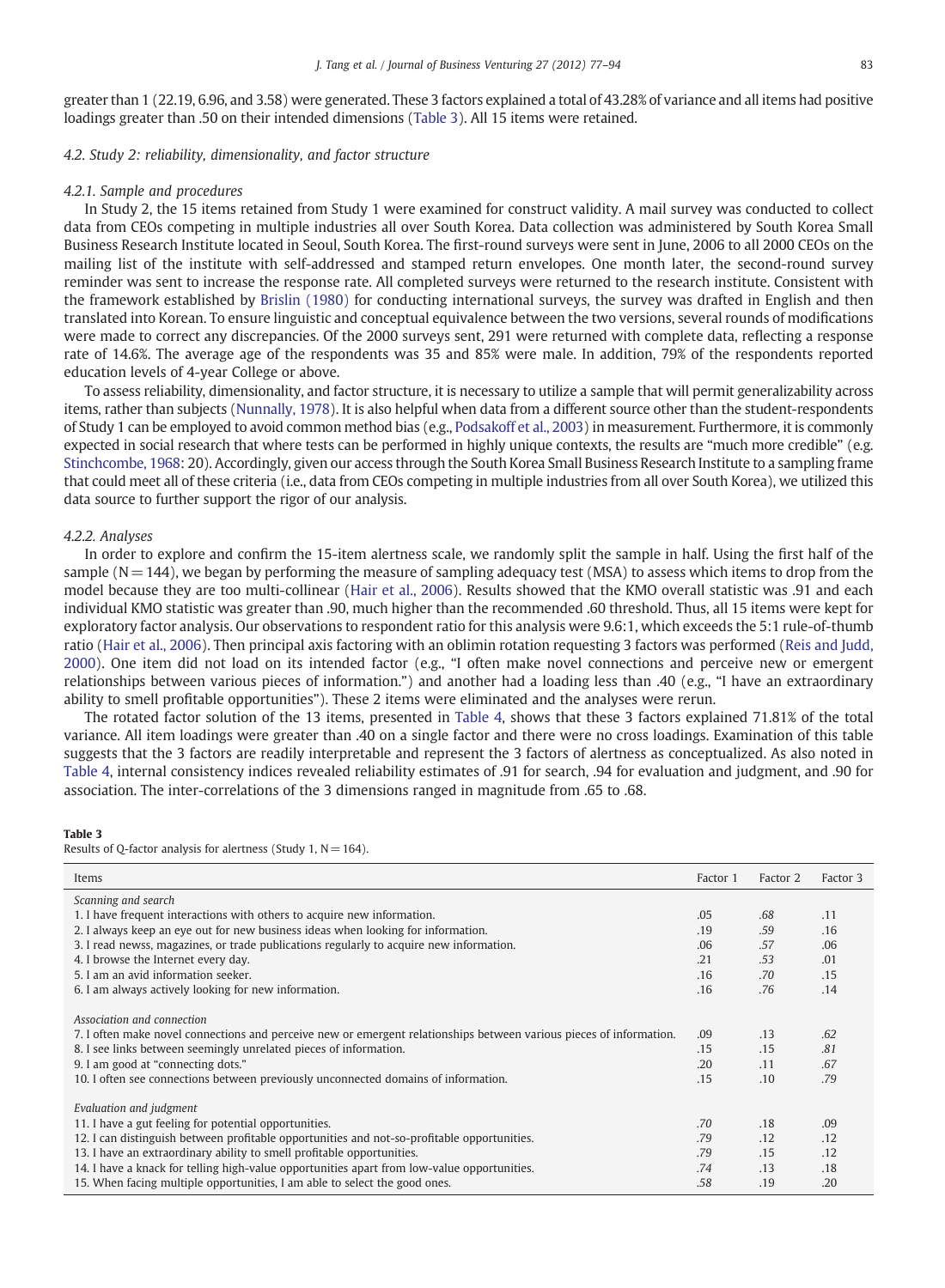greater than 1 (22.19, 6.96, and 3.58) were generated. These 3 factors explained a total of 43.28% of variance and all items had positive loadings greater than .50 on their intended dimensions (Table 3). All 15 items were retained.

### 4.2. Study 2: reliability, dimensionality, and factor structure

#### 4.2.1. Sample and procedures

In Study 2, the 15 items retained from Study 1 were examined for construct validity. A mail survey was conducted to collect data from CEOs competing in multiple industries all over South Korea. Data collection was administered by South Korea Small Business Research Institute located in Seoul, South Korea. The first-round surveys were sent in June, 2006 to all 2000 CEOs on the mailing list of the institute with self-addressed and stamped return envelopes. One month later, the second-round survey reminder was sent to increase the response rate. All completed surveys were returned to the research institute. Consistent with the framework established by Brislin (1980) for conducting international surveys, the survey was drafted in English and then translated into Korean. To ensure linguistic and conceptual equivalence between the two versions, several rounds of modifications were made to correct any discrepancies. Of the 2000 surveys sent, 291 were returned with complete data, reflecting a response rate of 14.6%. The average age of the respondents was 35 and 85% were male. In addition, 79% of the respondents reported education levels of 4-year College or above.

To assess reliability, dimensionality, and factor structure, it is necessary to utilize a sample that will permit generalizability across items, rather than subjects (Nunnally, 1978). It is also helpful when data from a different source other than the student-respondents of Study 1 can be employed to avoid common method bias (e.g., Podsakoff et al., 2003) in measurement. Furthermore, it is commonly expected in social research that where tests can be performed in highly unique contexts, the results are "much more credible" (e.g. Stinchcombe, 1968: 20). Accordingly, given our access through the South Korea Small Business Research Institute to a sampling frame that could meet all of these criteria (i.e., data from CEOs competing in multiple industries from all over South Korea), we utilized this data source to further support the rigor of our analysis.

#### 4.2.2. Analyses

In order to explore and confirm the 15-item alertness scale, we randomly split the sample in half. Using the first half of the sample (N = 144), we began by performing the measure of sampling adequacy test (MSA) to assess which items to drop from the model because they are too multi-collinear (Hair et al., 2006). Results showed that the KMO overall statistic was .91 and each individual KMO statistic was greater than .90, much higher than the recommended .60 threshold. Thus, all 15 items were kept for exploratory factor analysis. Our observations to respondent ratio for this analysis were 9.6:1, which exceeds the 5:1 rule-of-thumb ratio (Hair et al., 2006). Then principal axis factoring with an oblimin rotation requesting 3 factors was performed (Reis and Judd, 2000). One item did not load on its intended factor (e.g., "I often make novel connections and perceive new or emergent relationships between various pieces of information.") and another had a loading less than .40 (e.g., "I have an extraordinary ability to smell profitable opportunities"). These 2 items were eliminated and the analyses were rerun.

The rotated factor solution of the 13 items, presented in Table 4, shows that these 3 factors explained 71.81% of the total variance. All item loadings were greater than .40 on a single factor and there were no cross loadings. Examination of this table suggests that the 3 factors are readily interpretable and represent the 3 factors of alertness as conceptualized. As also noted in Table 4, internal consistency indices revealed reliability estimates of .91 for search, .94 for evaluation and judgment, and .90 for association. The inter-correlations of the 3 dimensions ranged in magnitude from .65 to .68.

**Table 3**
Results of Q-factor analysis for alertness (Study 1, N = 164).

| Items | Factor 1 | Factor 2 | Factor 3 |
|---|---|---|---|
| *Scanning and search* | | | |
| 1. I have frequent interactions with others to acquire new information. | .05 | *.68* | .11 |
| 2. I always keep an eye out for new business ideas when looking for information. | .19 | *.59* | .16 |
| 3. I read news, magazines, or trade publications regularly to acquire new information. | .06 | *.57* | .06 |
| 4. I browse the Internet every day. | .21 | *.53* | .01 |
| 5. I am an avid information seeker. | .16 | *.70* | .15 |
| 6. I am always actively looking for new information. | .16 | *.76* | .14 |
| *Association and connection* | | | |
| 7. I often make novel connections and perceive new or emergent relationships between various pieces of information. | .09 | .13 | *.62* |
| 8. I see links between seemingly unrelated pieces of information. | .15 | .15 | *.81* |
| 9. I am good at "connecting dots." | .20 | .11 | *.67* |
| 10. I often see connections between previously unconnected domains of information. | .15 | .10 | *.79* |
| *Evaluation and judgment* | | | |
| 11. I have a gut feeling for potential opportunities. | *.70* | .18 | .09 |
| 12. I can distinguish between profitable opportunities and not-so-profitable opportunities. | *.79* | .12 | .12 |
| 13. I have an extraordinary ability to smell profitable opportunities. | *.79* | .15 | .12 |
| 14. I have a knack for telling high-value opportunities apart from low-value opportunities. | *.74* | .13 | .18 |
| 15. When facing multiple opportunities, I am able to select the good ones. | *.58* | .19 | .20 |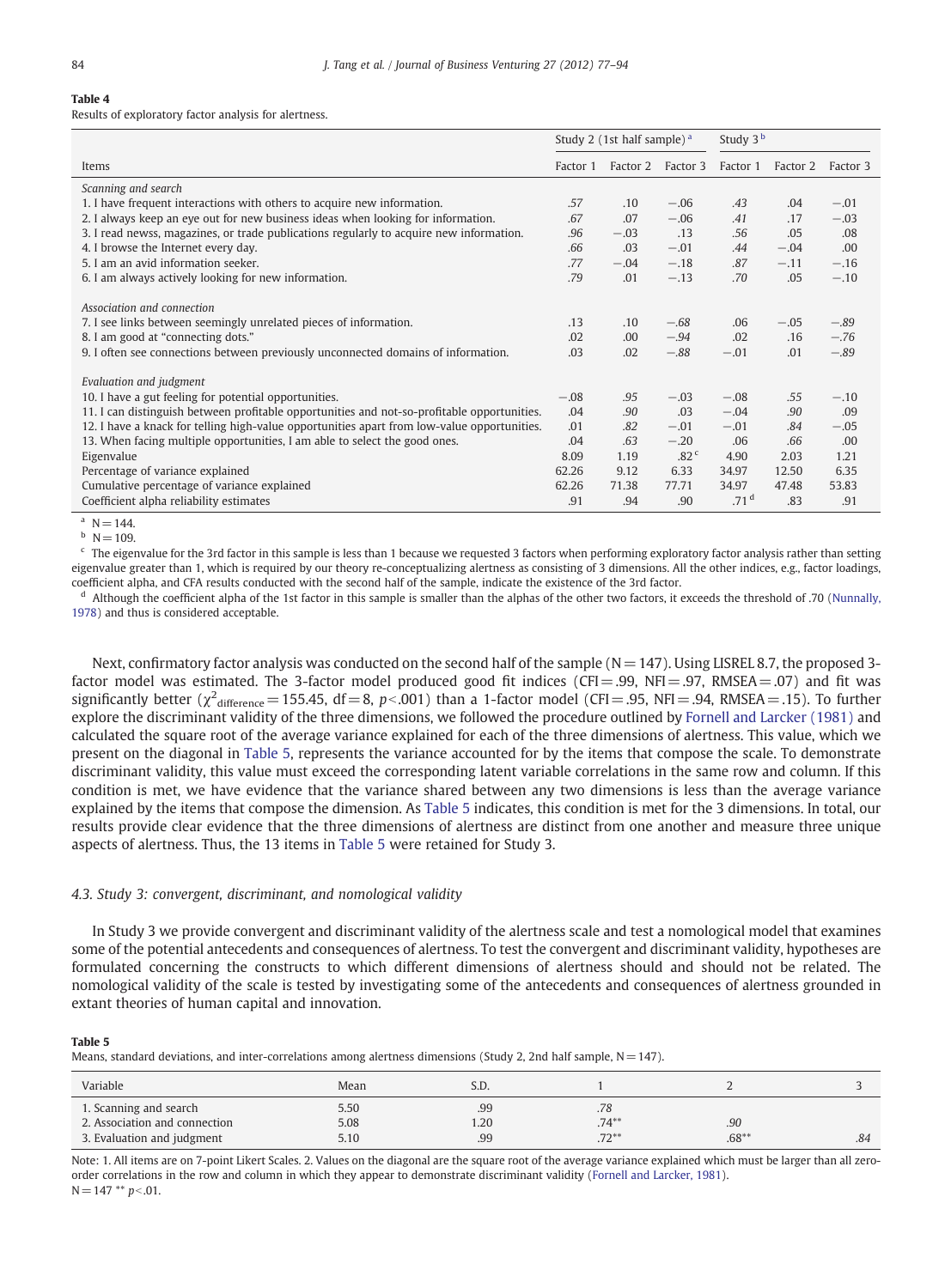**Table 4**
Results of exploratory factor analysis for alertness.

| Items | Study 2 (1st half sample) [a] | | | Study 3 [b] | | |
|---|---|---|---|---|---|---|
| | Factor 1 | Factor 2 | Factor 3 | Factor 1 | Factor 2 | Factor 3 |
| *Scanning and search* | | | | | | |
| 1. I have frequent interactions with others to acquire new information. | *.57* | .10 | −.06 | *.43* | .04 | −.01 |
| 2. I always keep an eye out for new business ideas when looking for information. | *.67* | .07 | −.06 | *.41* | .17 | −.03 |
| 3. I read newss, magazines, or trade publications regularly to acquire new information. | *.96* | −.03 | .13 | *.56* | .05 | .08 |
| 4. I browse the Internet every day. | *.66* | .03 | −.01 | *.44* | −.04 | .00 |
| 5. I am an avid information seeker. | *.77* | −.04 | −.18 | *.87* | −.11 | −.16 |
| 6. I am always actively looking for new information. | *.79* | .01 | −.13 | *.70* | .05 | −.10 |
| *Association and connection* | | | | | | |
| 7. I see links between seemingly unrelated pieces of information. | .13 | .10 | *−.68* | .06 | −.05 | *−.89* |
| 8. I am good at "connecting dots." | .02 | .00 | *−.94* | .02 | .16 | *−.76* |
| 9. I often see connections between previously unconnected domains of information. | .03 | .02 | *−.88* | −.01 | .01 | *−.89* |
| *Evaluation and judgment* | | | | | | |
| 10. I have a gut feeling for potential opportunities. | −.08 | *.95* | −.03 | −.08 | *.55* | −.10 |
| 11. I can distinguish between profitable opportunities and not-so-profitable opportunities. | .04 | *.90* | .03 | −.04 | *.90* | .09 |
| 12. I have a knack for telling high-value opportunities apart from low-value opportunities. | .01 | *.82* | −.01 | −.01 | *.84* | −.05 |
| 13. When facing multiple opportunities, I am able to select the good ones. | .04 | *.63* | −.20 | .06 | *.66* | .00 |
| Eigenvalue | 8.09 | 1.19 | .82 [c] | 4.90 | 2.03 | 1.21 |
| Percentage of variance explained | 62.26 | 9.12 | 6.33 | 34.97 | 12.50 | 6.35 |
| Cumulative percentage of variance explained | 62.26 | 71.38 | 77.71 | 34.97 | 47.48 | 53.83 |
| Coefficient alpha reliability estimates | .91 | .94 | .90 | .71 [d] | .83 | .91 |

[a] N = 144.
[b] N = 109.
[c] The eigenvalue for the 3rd factor in this sample is less than 1 because we requested 3 factors when performing exploratory factor analysis rather than setting eigenvalue greater than 1, which is required by our theory re-conceptualizing alertness as consisting of 3 dimensions. All the other indices, e.g., factor loadings, coefficient alpha, and CFA results conducted with the second half of the sample, indicate the existence of the 3rd factor.
[d] Although the coefficient alpha of the 1st factor in this sample is smaller than the alphas of the other two factors, it exceeds the threshold of .70 (Nunnally, 1978) and thus is considered acceptable.

Next, confirmatory factor analysis was conducted on the second half of the sample (N = 147). Using LISREL 8.7, the proposed 3-factor model was estimated. The 3-factor model produced good fit indices (CFI = .99, NFI = .97, RMSEA = .07) and fit was significantly better ($\chi^2_{\text{difference}} = 155.45$, df = 8, $p < .001$) than a 1-factor model (CFI = .95, NFI = .94, RMSEA = .15). To further explore the discriminant validity of the three dimensions, we followed the procedure outlined by Fornell and Larcker (1981) and calculated the square root of the average variance explained for each of the three dimensions of alertness. This value, which we present on the diagonal in Table 5, represents the variance accounted for by the items that compose the scale. To demonstrate discriminant validity, this value must exceed the corresponding latent variable correlations in the same row and column. If this condition is met, we have evidence that the variance shared between any two dimensions is less than the average variance explained by the items that compose the dimension. As Table 5 indicates, this condition is met for the 3 dimensions. In total, our results provide clear evidence that the three dimensions of alertness are distinct from one another and measure three unique aspects of alertness. Thus, the 13 items in Table 5 were retained for Study 3.

### 4.3. Study 3: convergent, discriminant, and nomological validity

In Study 3 we provide convergent and discriminant validity of the alertness scale and test a nomological model that examines some of the potential antecedents and consequences of alertness. To test the convergent and discriminant validity, hypotheses are formulated concerning the constructs to which different dimensions of alertness should and should not be related. The nomological validity of the scale is tested by investigating some of the antecedents and consequences of alertness grounded in extant theories of human capital and innovation.

**Table 5**
Means, standard deviations, and inter-correlations among alertness dimensions (Study 2, 2nd half sample, N = 147).

| Variable | Mean | S.D. | 1 | 2 | 3 |
|---|---|---|---|---|---|
| 1. Scanning and search | 5.50 | .99 | *.78* | | |
| 2. Association and connection | 5.08 | 1.20 | .74** | *.90* | |
| 3. Evaluation and judgment | 5.10 | .99 | .72** | .68** | *.84* |

Note: 1. All items are on 7-point Likert Scales. 2. Values on the diagonal are the square root of the average variance explained which must be larger than all zero-order correlations in the row and column in which they appear to demonstrate discriminant validity (Fornell and Larcker, 1981).
N = 147 ** $p < .01$.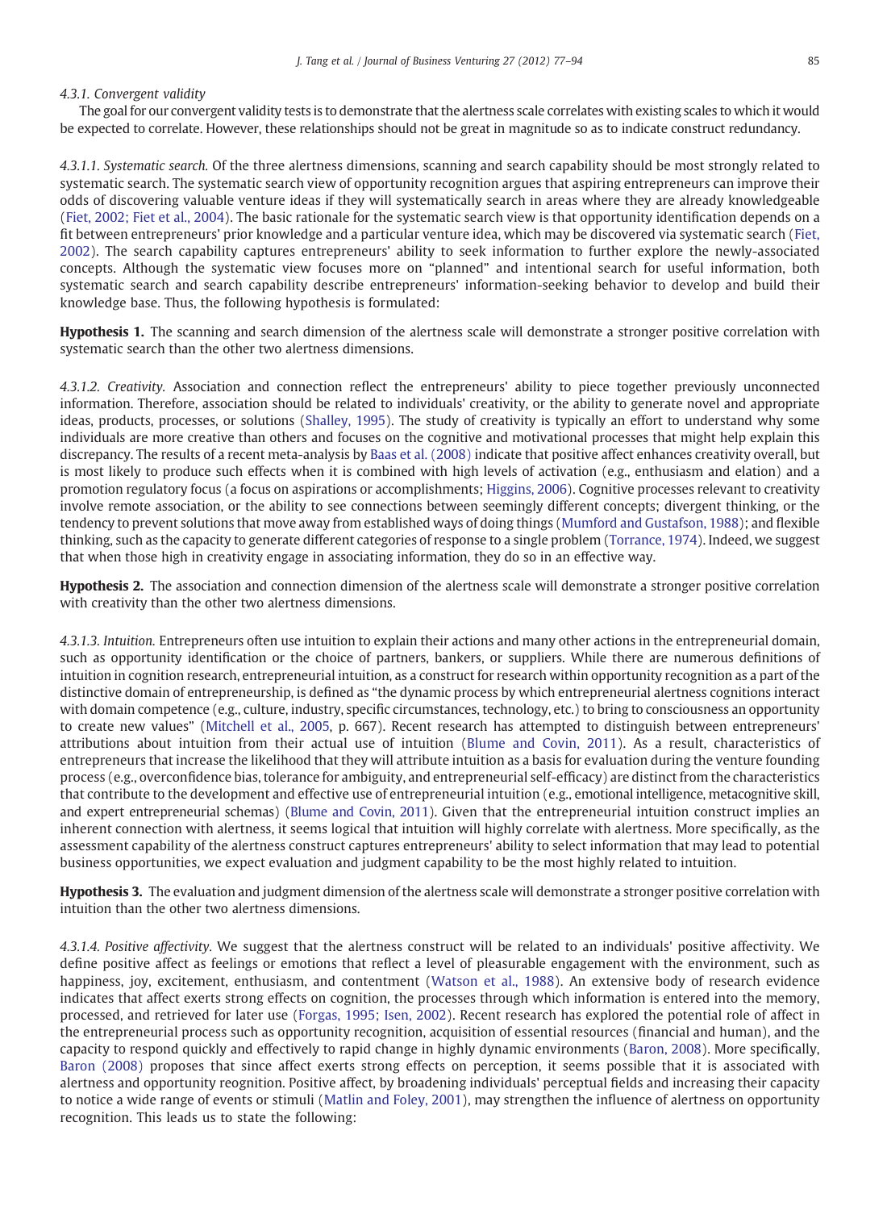#### 4.3.1. Convergent validity

The goal for our convergent validity tests is to demonstrate that the alertness scale correlates with existing scales to which it would be expected to correlate. However, these relationships should not be great in magnitude so as to indicate construct redundancy.

*4.3.1.1. Systematic search.* Of the three alertness dimensions, scanning and search capability should be most strongly related to systematic search. The systematic search view of opportunity recognition argues that aspiring entrepreneurs can improve their odds of discovering valuable venture ideas if they will systematically search in areas where they are already knowledgeable (Fiet, 2002; Fiet et al., 2004). The basic rationale for the systematic search view is that opportunity identification depends on a fit between entrepreneurs' prior knowledge and a particular venture idea, which may be discovered via systematic search (Fiet, 2002). The search capability captures entrepreneurs' ability to seek information to further explore the newly-associated concepts. Although the systematic view focuses more on "planned" and intentional search for useful information, both systematic search and search capability describe entrepreneurs' information-seeking behavior to develop and build their knowledge base. Thus, the following hypothesis is formulated:

**Hypothesis 1.** The scanning and search dimension of the alertness scale will demonstrate a stronger positive correlation with systematic search than the other two alertness dimensions.

*4.3.1.2. Creativity.* Association and connection reflect the entrepreneurs' ability to piece together previously unconnected information. Therefore, association should be related to individuals' creativity, or the ability to generate novel and appropriate ideas, products, processes, or solutions (Shalley, 1995). The study of creativity is typically an effort to understand why some individuals are more creative than others and focuses on the cognitive and motivational processes that might help explain this discrepancy. The results of a recent meta-analysis by Baas et al. (2008) indicate that positive affect enhances creativity overall, but is most likely to produce such effects when it is combined with high levels of activation (e.g., enthusiasm and elation) and a promotion regulatory focus (a focus on aspirations or accomplishments; Higgins, 2006). Cognitive processes relevant to creativity involve remote association, or the ability to see connections between seemingly different concepts; divergent thinking, or the tendency to prevent solutions that move away from established ways of doing things (Mumford and Gustafson, 1988); and flexible thinking, such as the capacity to generate different categories of response to a single problem (Torrance, 1974). Indeed, we suggest that when those high in creativity engage in associating information, they do so in an effective way.

**Hypothesis 2.** The association and connection dimension of the alertness scale will demonstrate a stronger positive correlation with creativity than the other two alertness dimensions.

*4.3.1.3. Intuition.* Entrepreneurs often use intuition to explain their actions and many other actions in the entrepreneurial domain, such as opportunity identification or the choice of partners, bankers, or suppliers. While there are numerous definitions of intuition in cognition research, entrepreneurial intuition, as a construct for research within opportunity recognition as a part of the distinctive domain of entrepreneurship, is defined as "the dynamic process by which entrepreneurial alertness cognitions interact with domain competence (e.g., culture, industry, specific circumstances, technology, etc.) to bring to consciousness an opportunity to create new values" (Mitchell et al., 2005, p. 667). Recent research has attempted to distinguish between entrepreneurs' attributions about intuition from their actual use of intuition (Blume and Covin, 2011). As a result, characteristics of entrepreneurs that increase the likelihood that they will attribute intuition as a basis for evaluation during the venture founding process (e.g., overconfidence bias, tolerance for ambiguity, and entrepreneurial self-efficacy) are distinct from the characteristics that contribute to the development and effective use of entrepreneurial intuition (e.g., emotional intelligence, metacognitive skill, and expert entrepreneurial schemas) (Blume and Covin, 2011). Given that the entrepreneurial intuition construct implies an inherent connection with alertness, it seems logical that intuition will highly correlate with alertness. More specifically, as the assessment capability of the alertness construct captures entrepreneurs' ability to select information that may lead to potential business opportunities, we expect evaluation and judgment capability to be the most highly related to intuition.

**Hypothesis 3.** The evaluation and judgment dimension of the alertness scale will demonstrate a stronger positive correlation with intuition than the other two alertness dimensions.

*4.3.1.4. Positive affectivity.* We suggest that the alertness construct will be related to an individuals' positive affectivity. We define positive affect as feelings or emotions that reflect a level of pleasurable engagement with the environment, such as happiness, joy, excitement, enthusiasm, and contentment (Watson et al., 1988). An extensive body of research evidence indicates that affect exerts strong effects on cognition, the processes through which information is entered into the memory, processed, and retrieved for later use (Forgas, 1995; Isen, 2002). Recent research has explored the potential role of affect in the entrepreneurial process such as opportunity recognition, acquisition of essential resources (financial and human), and the capacity to respond quickly and effectively to rapid change in highly dynamic environments (Baron, 2008). More specifically, Baron (2008) proposes that since affect exerts strong effects on perception, it seems possible that it is associated with alertness and opportunity reognition. Positive affect, by broadening individuals' perceptual fields and increasing their capacity to notice a wide range of events or stimuli (Matlin and Foley, 2001), may strengthen the influence of alertness on opportunity recognition. This leads us to state the following: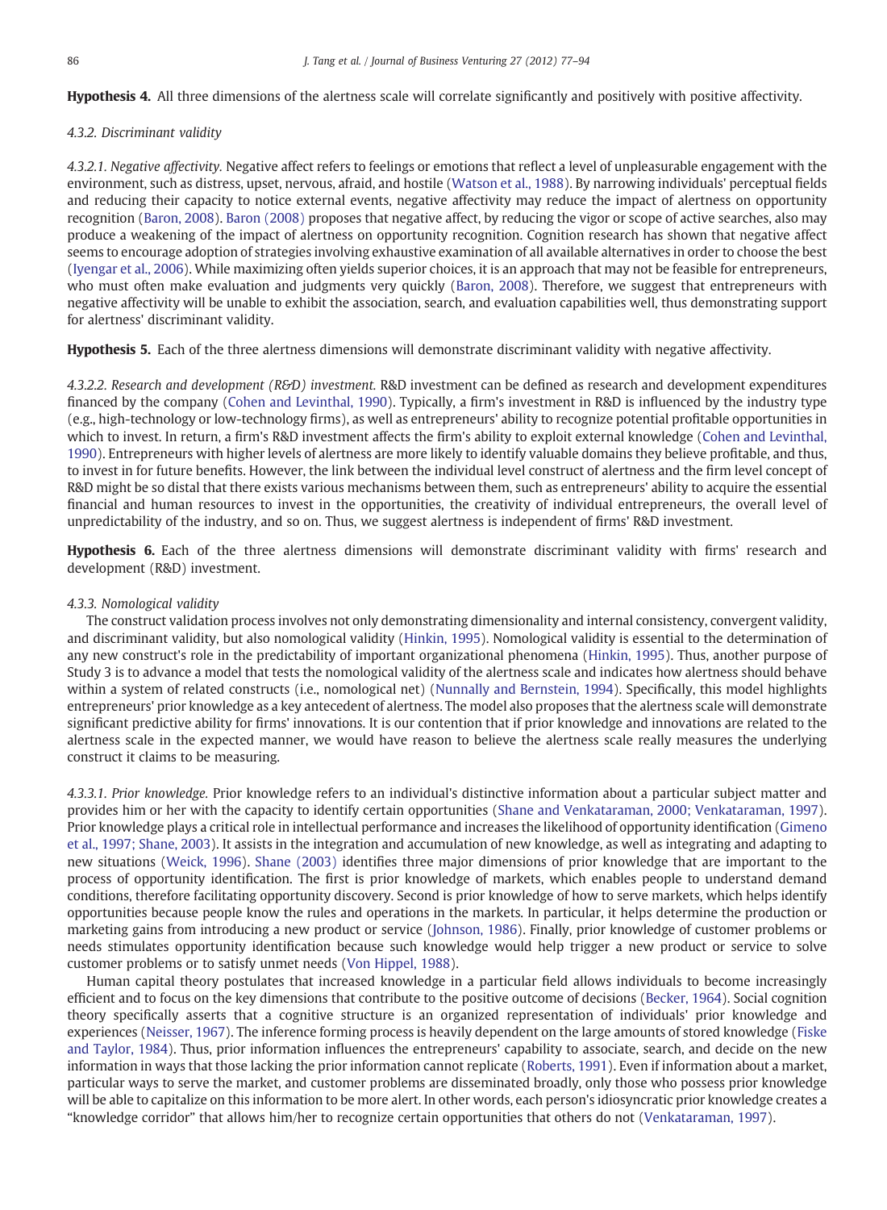**Hypothesis 4.** All three dimensions of the alertness scale will correlate significantly and positively with positive affectivity.

#### 4.3.2. Discriminant validity

*4.3.2.1. Negative affectivity.* Negative affect refers to feelings or emotions that reflect a level of unpleasurable engagement with the environment, such as distress, upset, nervous, afraid, and hostile (Watson et al., 1988). By narrowing individuals' perceptual fields and reducing their capacity to notice external events, negative affectivity may reduce the impact of alertness on opportunity recognition (Baron, 2008). Baron (2008) proposes that negative affect, by reducing the vigor or scope of active searches, also may produce a weakening of the impact of alertness on opportunity recognition. Cognition research has shown that negative affect seems to encourage adoption of strategies involving exhaustive examination of all available alternatives in order to choose the best (Iyengar et al., 2006). While maximizing often yields superior choices, it is an approach that may not be feasible for entrepreneurs, who must often make evaluation and judgments very quickly (Baron, 2008). Therefore, we suggest that entrepreneurs with negative affectivity will be unable to exhibit the association, search, and evaluation capabilities well, thus demonstrating support for alertness' discriminant validity.

**Hypothesis 5.** Each of the three alertness dimensions will demonstrate discriminant validity with negative affectivity.

*4.3.2.2. Research and development (R&D) investment.* R&D investment can be defined as research and development expenditures financed by the company (Cohen and Levinthal, 1990). Typically, a firm's investment in R&D is influenced by the industry type (e.g., high-technology or low-technology firms), as well as entrepreneurs' ability to recognize potential profitable opportunities in which to invest. In return, a firm's R&D investment affects the firm's ability to exploit external knowledge (Cohen and Levinthal, 1990). Entrepreneurs with higher levels of alertness are more likely to identify valuable domains they believe profitable, and thus, to invest in for future benefits. However, the link between the individual level construct of alertness and the firm level concept of R&D might be so distal that there exists various mechanisms between them, such as entrepreneurs' ability to acquire the essential financial and human resources to invest in the opportunities, the creativity of individual entrepreneurs, the overall level of unpredictability of the industry, and so on. Thus, we suggest alertness is independent of firms' R&D investment.

**Hypothesis 6.** Each of the three alertness dimensions will demonstrate discriminant validity with firms' research and development (R&D) investment.

#### 4.3.3. Nomological validity

The construct validation process involves not only demonstrating dimensionality and internal consistency, convergent validity, and discriminant validity, but also nomological validity (Hinkin, 1995). Nomological validity is essential to the determination of any new construct's role in the predictability of important organizational phenomena (Hinkin, 1995). Thus, another purpose of Study 3 is to advance a model that tests the nomological validity of the alertness scale and indicates how alertness should behave within a system of related constructs (i.e., nomological net) (Nunnally and Bernstein, 1994). Specifically, this model highlights entrepreneurs' prior knowledge as a key antecedent of alertness. The model also proposes that the alertness scale will demonstrate significant predictive ability for firms' innovations. It is our contention that if prior knowledge and innovations are related to the alertness scale in the expected manner, we would have reason to believe the alertness scale really measures the underlying construct it claims to be measuring.

*4.3.3.1. Prior knowledge.* Prior knowledge refers to an individual's distinctive information about a particular subject matter and provides him or her with the capacity to identify certain opportunities (Shane and Venkataraman, 2000; Venkataraman, 1997). Prior knowledge plays a critical role in intellectual performance and increases the likelihood of opportunity identification (Gimeno et al., 1997; Shane, 2003). It assists in the integration and accumulation of new knowledge, as well as integrating and adapting to new situations (Weick, 1996). Shane (2003) identifies three major dimensions of prior knowledge that are important to the process of opportunity identification. The first is prior knowledge of markets, which enables people to understand demand conditions, therefore facilitating opportunity discovery. Second is prior knowledge of how to serve markets, which helps identify opportunities because people know the rules and operations in the markets. In particular, it helps determine the production or marketing gains from introducing a new product or service (Johnson, 1986). Finally, prior knowledge of customer problems or needs stimulates opportunity identification because such knowledge would help trigger a new product or service to solve customer problems or to satisfy unmet needs (Von Hippel, 1988).

Human capital theory postulates that increased knowledge in a particular field allows individuals to become increasingly efficient and to focus on the key dimensions that contribute to the positive outcome of decisions (Becker, 1964). Social cognition theory specifically asserts that a cognitive structure is an organized representation of individuals' prior knowledge and experiences (Neisser, 1967). The inference forming process is heavily dependent on the large amounts of stored knowledge (Fiske and Taylor, 1984). Thus, prior information influences the entrepreneurs' capability to associate, search, and decide on the new information in ways that those lacking the prior information cannot replicate (Roberts, 1991). Even if information about a market, particular ways to serve the market, and customer problems are disseminated broadly, only those who possess prior knowledge will be able to capitalize on this information to be more alert. In other words, each person's idiosyncratic prior knowledge creates a "knowledge corridor" that allows him/her to recognize certain opportunities that others do not (Venkataraman, 1997).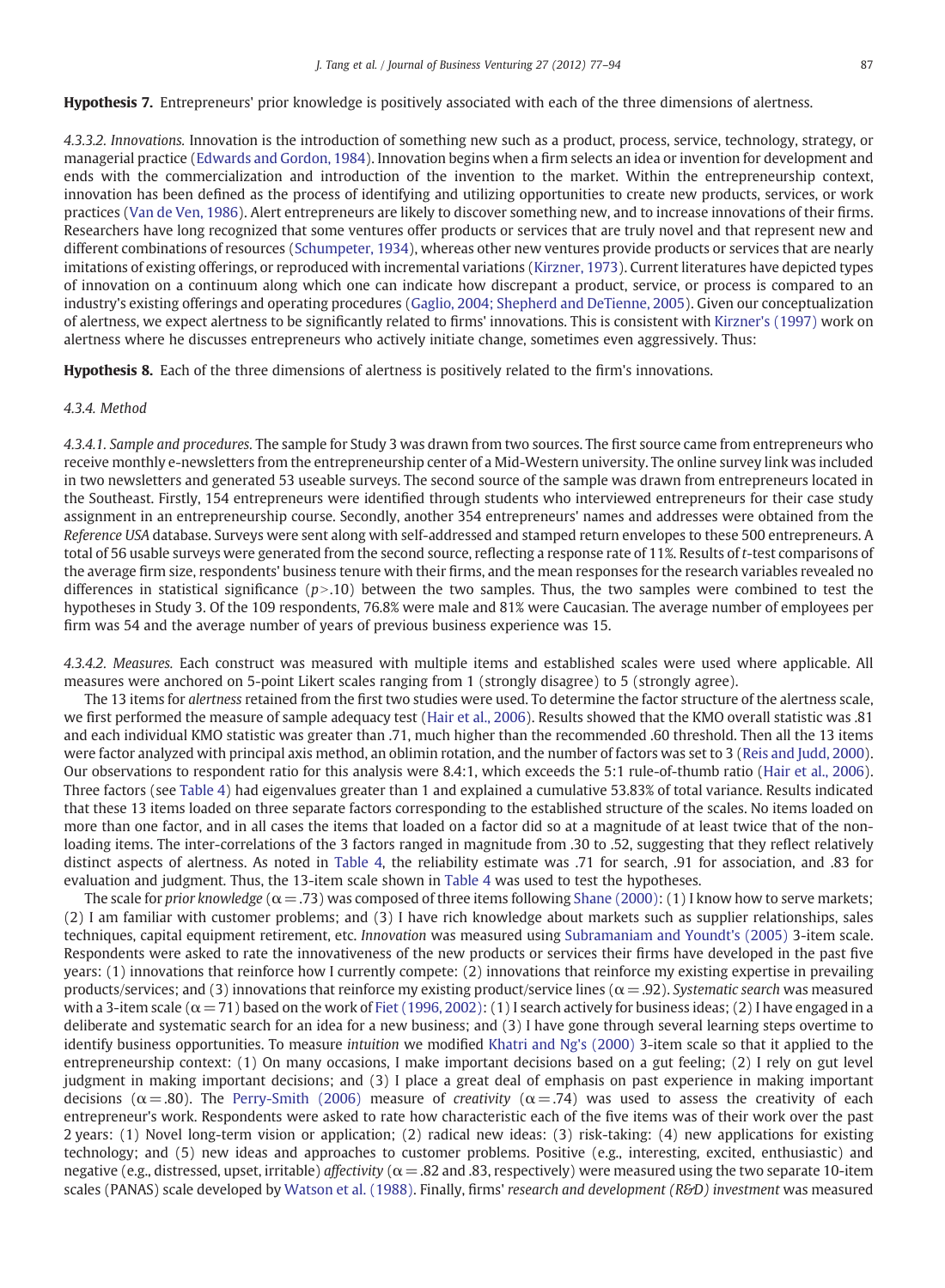**Hypothesis 7.** Entrepreneurs' prior knowledge is positively associated with each of the three dimensions of alertness.

*4.3.3.2. Innovations.* Innovation is the introduction of something new such as a product, process, service, technology, strategy, or managerial practice (Edwards and Gordon, 1984). Innovation begins when a firm selects an idea or invention for development and ends with the commercialization and introduction of the invention to the market. Within the entrepreneurship context, innovation has been defined as the process of identifying and utilizing opportunities to create new products, services, or work practices (Van de Ven, 1986). Alert entrepreneurs are likely to discover something new, and to increase innovations of their firms. Researchers have long recognized that some ventures offer products or services that are truly novel and that represent new and different combinations of resources (Schumpeter, 1934), whereas other new ventures provide products or services that are nearly imitations of existing offerings, or reproduced with incremental variations (Kirzner, 1973). Current literatures have depicted types of innovation on a continuum along which one can indicate how discrepant a product, service, or process is compared to an industry's existing offerings and operating procedures (Gaglio, 2004; Shepherd and DeTienne, 2005). Given our conceptualization of alertness, we expect alertness to be significantly related to firms' innovations. This is consistent with Kirzner's (1997) work on alertness where he discusses entrepreneurs who actively initiate change, sometimes even aggressively. Thus:

**Hypothesis 8.** Each of the three dimensions of alertness is positively related to the firm's innovations.

*4.3.4. Method*

*4.3.4.1. Sample and procedures.* The sample for Study 3 was drawn from two sources. The first source came from entrepreneurs who receive monthly e-newsletters from the entrepreneurship center of a Mid-Western university. The online survey link was included in two newsletters and generated 53 useable surveys. The second source of the sample was drawn from entrepreneurs located in the Southeast. Firstly, 154 entrepreneurs were identified through students who interviewed entrepreneurs for their case study assignment in an entrepreneurship course. Secondly, another 354 entrepreneurs' names and addresses were obtained from the *Reference USA* database. Surveys were sent along with self-addressed and stamped return envelopes to these 500 entrepreneurs. A total of 56 usable surveys were generated from the second source, reflecting a response rate of 11%. Results of *t*-test comparisons of the average firm size, respondents' business tenure with their firms, and the mean responses for the research variables revealed no differences in statistical significance ($p > .10$) between the two samples. Thus, the two samples were combined to test the hypotheses in Study 3. Of the 109 respondents, 76.8% were male and 81% were Caucasian. The average number of employees per firm was 54 and the average number of years of previous business experience was 15.

*4.3.4.2. Measures.* Each construct was measured with multiple items and established scales were used where applicable. All measures were anchored on 5-point Likert scales ranging from 1 (strongly disagree) to 5 (strongly agree).

The 13 items for *alertness* retained from the first two studies were used. To determine the factor structure of the alertness scale, we first performed the measure of sample adequacy test (Hair et al., 2006). Results showed that the KMO overall statistic was .81 and each individual KMO statistic was greater than .71, much higher than the recommended .60 threshold. Then all the 13 items were factor analyzed with principal axis method, an oblimin rotation, and the number of factors was set to 3 (Reis and Judd, 2000). Our observations to respondent ratio for this analysis were 8.4:1, which exceeds the 5:1 rule-of-thumb ratio (Hair et al., 2006). Three factors (see Table 4) had eigenvalues greater than 1 and explained a cumulative 53.83% of total variance. Results indicated that these 13 items loaded on three separate factors corresponding to the established structure of the scales. No items loaded on more than one factor, and in all cases the items that loaded on a factor did so at a magnitude of at least twice that of the non-loading items. The inter-correlations of the 3 factors ranged in magnitude from .30 to .52, suggesting that they reflect relatively distinct aspects of alertness. As noted in Table 4, the reliability estimate was .71 for search, .91 for association, and .83 for evaluation and judgment. Thus, the 13-item scale shown in Table 4 was used to test the hypotheses.

The scale for *prior knowledge* ($\alpha = .73$) was composed of three items following Shane (2000): (1) I know how to serve markets; (2) I am familiar with customer problems; and (3) I have rich knowledge about markets such as supplier relationships, sales techniques, capital equipment retirement, etc. *Innovation* was measured using Subramaniam and Youndt's (2005) 3-item scale. Respondents were asked to rate the innovativeness of the new products or services their firms have developed in the past five years: (1) innovations that reinforce how I currently compete: (2) innovations that reinforce my existing expertise in prevailing products/services; and (3) innovations that reinforce my existing product/service lines ($\alpha = .92$). *Systematic search* was measured with a 3-item scale ($\alpha = 71$) based on the work of Fiet (1996, 2002): (1) I search actively for business ideas; (2) I have engaged in a deliberate and systematic search for an idea for a new business; and (3) I have gone through several learning steps overtime to identify business opportunities. To measure *intuition* we modified Khatri and Ng's (2000) 3-item scale so that it applied to the entrepreneurship context: (1) On many occasions, I make important decisions based on a gut feeling; (2) I rely on gut level judgment in making important decisions; and (3) I place a great deal of emphasis on past experience in making important decisions ($\alpha = .80$). The Perry-Smith (2006) measure of *creativity* ($\alpha = .74$) was used to assess the creativity of each entrepreneur's work. Respondents were asked to rate how characteristic each of the five items was of their work over the past 2 years: (1) Novel long-term vision or application; (2) radical new ideas: (3) risk-taking: (4) new applications for existing technology; and (5) new ideas and approaches to customer problems. Positive (e.g., interesting, excited, enthusiastic) and negative (e.g., distressed, upset, irritable) *affectivity* ($\alpha = .82$ and .83, respectively) were measured using the two separate 10-item scales (PANAS) scale developed by Watson et al. (1988). Finally, firms' *research and development (R&D) investment* was measured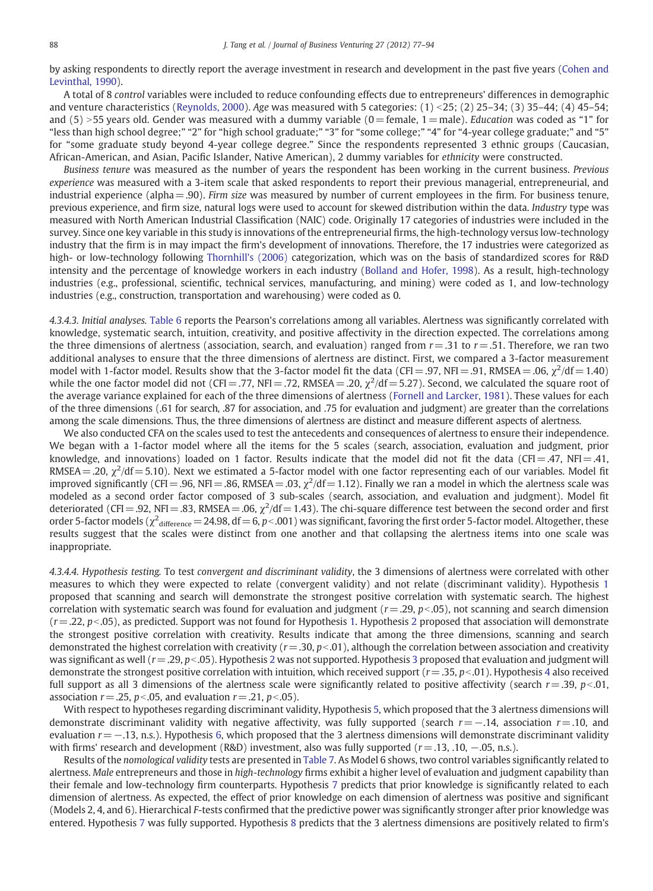by asking respondents to directly report the average investment in research and development in the past five years (Cohen and Levinthal, 1990).

A total of 8 *control* variables were included to reduce confounding effects due to entrepreneurs' differences in demographic and venture characteristics (Reynolds, 2000). *Age* was measured with 5 categories: (1) <25; (2) 25–34; (3) 35–44; (4) 45–54; and (5) >55 years old. Gender was measured with a dummy variable (0 = female, 1 = male). *Education* was coded as "1" for "less than high school degree;" "2" for "high school graduate;" "3" for "some college;" "4" for "4-year college graduate;" and "5" for "some graduate study beyond 4-year college degree." Since the respondents represented 3 ethnic groups (Caucasian, African-American, and Asian, Pacific Islander, Native American), 2 dummy variables for *ethnicity* were constructed.

*Business tenure* was measured as the number of years the respondent has been working in the current business. *Previous experience* was measured with a 3-item scale that asked respondents to report their previous managerial, entrepreneurial, and industrial experience (alpha = .90). *Firm size* was measured by number of current employees in the firm. For business tenure, previous experience, and firm size, natural logs were used to account for skewed distribution within the data. *Industry* type was measured with North American Industrial Classification (NAIC) code. Originally 17 categories of industries were included in the survey. Since one key variable in this study is innovations of the entrepreneurial firms, the high-technology versus low-technology industry that the firm is in may impact the firm's development of innovations. Therefore, the 17 industries were categorized as high- or low-technology following Thornhill's (2006) categorization, which was on the basis of standardized scores for R&D intensity and the percentage of knowledge workers in each industry (Bolland and Hofer, 1998). As a result, high-technology industries (e.g., professional, scientific, technical services, manufacturing, and mining) were coded as 1, and low-technology industries (e.g., construction, transportation and warehousing) were coded as 0.

*4.3.4.3. Initial analyses.* Table 6 reports the Pearson's correlations among all variables. Alertness was significantly correlated with knowledge, systematic search, intuition, creativity, and positive affectivity in the direction expected. The correlations among the three dimensions of alertness (association, search, and evaluation) ranged from $r = .31$ to $r = .51$. Therefore, we ran two additional analyses to ensure that the three dimensions of alertness are distinct. First, we compared a 3-factor measurement model with 1-factor model. Results show that the 3-factor model fit the data (CFI = .97, NFI = .91, RMSEA = .06, $\chi^2/\text{df} = 1.40$) while the one factor model did not (CFI = .77, NFI = .72, RMSEA = .20, $\chi^2/\text{df} = 5.27$). Second, we calculated the square root of the average variance explained for each of the three dimensions of alertness (Fornell and Larcker, 1981). These values for each of the three dimensions (.61 for search, .87 for association, and .75 for evaluation and judgment) are greater than the correlations among the scale dimensions. Thus, the three dimensions of alertness are distinct and measure different aspects of alertness.

We also conducted CFA on the scales used to test the antecedents and consequences of alertness to ensure their independence. We began with a 1-factor model where all the items for the 5 scales (search, association, evaluation and judgment, prior knowledge, and innovations) loaded on 1 factor. Results indicate that the model did not fit the data (CFI = .47, NFI = .41, RMSEA = .20, $\chi^2/\text{df} = 5.10$). Next we estimated a 5-factor model with one factor representing each of our variables. Model fit improved significantly (CFI = .96, NFI = .86, RMSEA = .03, $\chi^2/\text{df} = 1.12$). Finally we ran a model in which the alertness scale was modeled as a second order factor composed of 3 sub-scales (search, association, and evaluation and judgment). Model fit deteriorated (CFI = .92, NFI = .83, RMSEA = .06, $\chi^2/\text{df} = 1.43$). The chi-square difference test between the second order and first order 5-factor models ($\chi^2_{\text{difference}} = 24.98$, df = 6, $p < .001$) was significant, favoring the first order 5-factor model. Altogether, these results suggest that the scales were distinct from one another and that collapsing the alertness items into one scale was inappropriate.

*4.3.4.4. Hypothesis testing.* To test *convergent and discriminant validity*, the 3 dimensions of alertness were correlated with other measures to which they were expected to relate (convergent validity) and not relate (discriminant validity). Hypothesis 1 proposed that scanning and search will demonstrate the strongest positive correlation with systematic search. The highest correlation with systematic search was found for evaluation and judgment ($r = .29$, $p < .05$), not scanning and search dimension ($r = .22$, $p < .05$), as predicted. Support was not found for Hypothesis 1. Hypothesis 2 proposed that association will demonstrate the strongest positive correlation with creativity. Results indicate that among the three dimensions, scanning and search demonstrated the highest correlation with creativity ($r = .30$, $p < .01$), although the correlation between association and creativity was significant as well ($r = .29$, $p < .05$). Hypothesis 2 was not supported. Hypothesis 3 proposed that evaluation and judgment will demonstrate the strongest positive correlation with intuition, which received support ($r = .35$, $p < .01$). Hypothesis 4 also received full support as all 3 dimensions of the alertness scale were significantly related to positive affectivity (search $r = .39$, $p < .01$, association $r = .25$, $p < .05$, and evaluation $r = .21$, $p < .05$).

With respect to hypotheses regarding discriminant validity, Hypothesis 5, which proposed that the 3 alertness dimensions will demonstrate discriminant validity with negative affectivity, was fully supported (search $r = -.14$, association $r = .10$, and evaluation $r = -.13$, n.s.). Hypothesis 6, which proposed that the 3 alertness dimensions will demonstrate discriminant validity with firms' research and development (R&D) investment, also was fully supported ($r = .13$, .10, $-.05$, n.s.).

Results of the *nomological validity* tests are presented in Table 7. As Model 6 shows, two control variables significantly related to alertness. *Male* entrepreneurs and those in *high-technology* firms exhibit a higher level of evaluation and judgment capability than their female and low-technology firm counterparts. Hypothesis 7 predicts that prior knowledge is significantly related to each dimension of alertness. As expected, the effect of prior knowledge on each dimension of alertness was positive and significant (Models 2, 4, and 6). Hierarchical *F*-tests confirmed that the predictive power was significantly stronger after prior knowledge was entered. Hypothesis 7 was fully supported. Hypothesis 8 predicts that the 3 alertness dimensions are positively related to firm's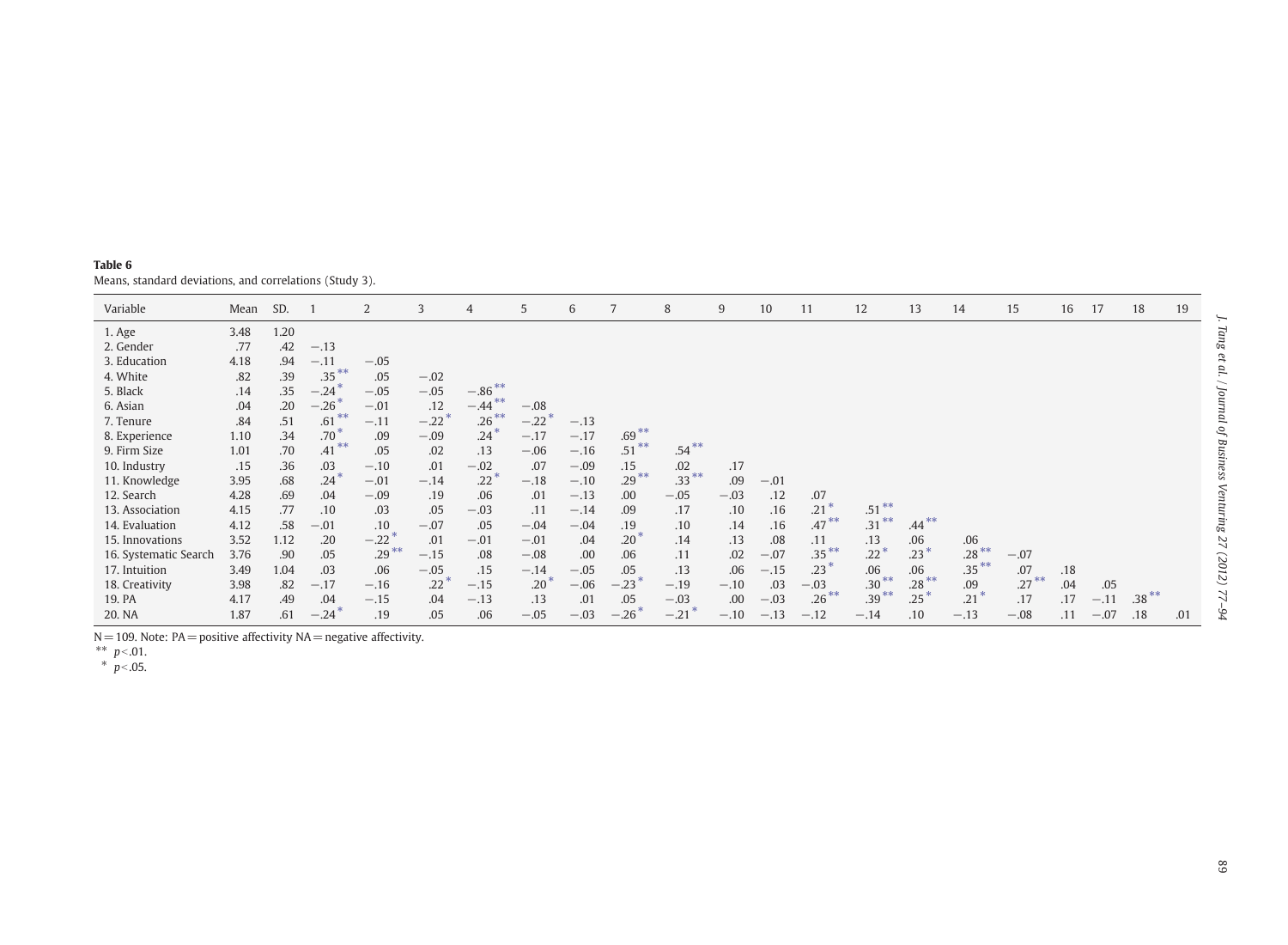**Table 6**
Means, standard deviations, and correlations (Study 3).

| Variable | Mean | SD. | 1 | 2 | 3 | 4 | 5 | 6 | 7 | 8 | 9 | 10 | 11 | 12 | 13 | 14 | 15 | 16 | 17 | 18 | 19 |
|---|---|---|---|---|---|---|---|---|---|---|---|---|---|---|---|---|---|---|---|---|---|
| 1. Age | 3.48 | 1.20 | | | | | | | | | | | | | | | | | | | |
| 2. Gender | .77 | .42 | −.13 | | | | | | | | | | | | | | | | | | |
| 3. Education | 4.18 | .94 | −.11 | −.05 | | | | | | | | | | | | | | | | | |
| 4. White | .82 | .39 | .35** | .05 | −.02 | | | | | | | | | | | | | | | | |
| 5. Black | .14 | .35 | −.24* | −.05 | −.05 | −.86** | | | | | | | | | | | | | | | |
| 6. Asian | .04 | .20 | −.26* | −.01 | .12 | −.44** | −.08 | | | | | | | | | | | | | | |
| 7. Tenure | .84 | .51 | .61** | −.11 | −.22* | .26** | −.22* | −.13 | | | | | | | | | | | | | |
| 8. Experience | 1.10 | .34 | .70* | .09 | −.09 | .24* | −.17 | −.17 | .69** | | | | | | | | | | | | |
| 9. Firm Size | 1.01 | .70 | .41** | .05 | .02 | .13 | −.06 | −.16 | .51** | .54** | | | | | | | | | | | |
| 10. Industry | .15 | .36 | .03 | −.10 | .01 | −.02 | .07 | −.09 | .15 | .02 | .17 | | | | | | | | | | |
| 11. Knowledge | 3.95 | .68 | .24* | −.01 | −.14 | .22* | −.18 | −.10 | .29** | .33** | .09 | −.01 | | | | | | | | | |
| 12. Search | 4.28 | .69 | .04 | −.09 | .19 | .06 | .01 | −.13 | .00 | −.05 | −.03 | .12 | .07 | | | | | | | | |
| 13. Association | 4.15 | .77 | .10 | .03 | .05 | −.03 | .11 | −.14 | .09 | .17 | .10 | .16 | .21* | .51** | | | | | | | |
| 14. Evaluation | 4.12 | .58 | −.01 | .10 | −.07 | .05 | −.04 | −.04 | .19 | .10 | .14 | .16 | .47** | .31** | .44** | | | | | | |
| 15. Innovations | 3.52 | 1.12 | .20 | −.22* | .01 | −.01 | −.01 | .04 | .20* | .14 | .13 | .08 | .11 | .13 | .06 | .06 | | | | | |
| 16. Systematic Search | 3.76 | .90 | .05 | .29** | −.15 | .08 | −.08 | .00 | .06 | .11 | .02 | −.07 | .35** | .22* | .23* | .28** | −.07 | | | | |
| 17. Intuition | 3.49 | 1.04 | .03 | .06 | −.05 | .15 | −.14 | −.05 | .05 | .13 | .06 | −.15 | .23* | .06 | .06 | .35** | .07 | .18 | | | |
| 18. Creativity | 3.98 | .82 | −.17 | −.16 | .22* | −.15 | .20* | −.06 | −.23* | −.19 | −.10 | .03 | −.03 | .30** | .28** | .09 | .27** | .04 | .05 | | |
| 19. PA | 4.17 | .49 | .04 | −.15 | .04 | −.13 | .13 | .01 | .05 | −.03 | .00 | −.03 | .26** | .39** | .25* | .21* | .17 | .17 | −.11 | .38** | |
| 20. NA | 1.87 | .61 | −.24* | .19 | .05 | .06 | −.05 | −.03 | −.26* | −.21* | −.10 | −.13 | −.12 | −.14 | .10 | −.13 | −.08 | .11 | −.07 | .18 | .01 |

N = 109. Note: PA = positive affectivity NA = negative affectivity.
** $p < .01$.
* $p < .05$.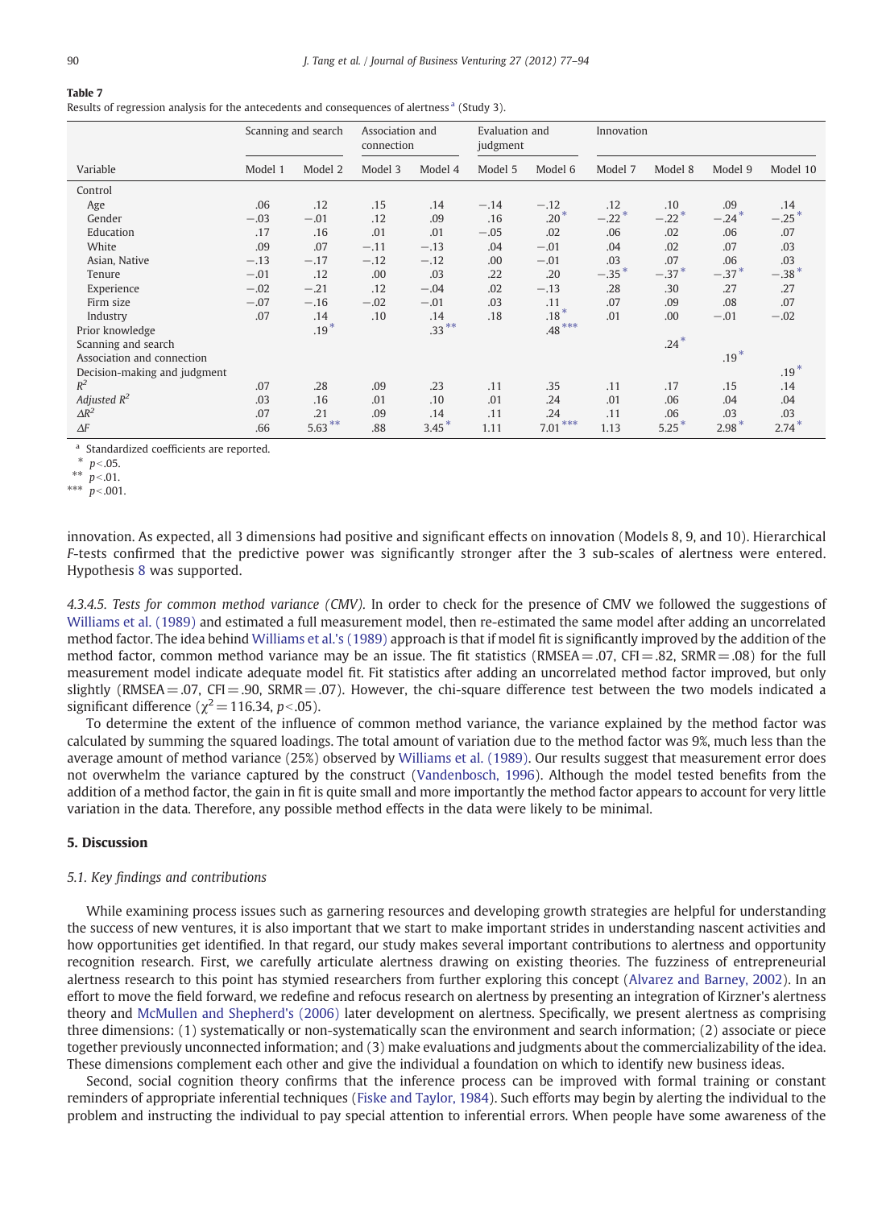**Table 7**
Results of regression analysis for the antecedents and consequences of alertness [a] (Study 3).

| | Scanning and search | | Association and connection | | Evaluation and judgment | | Innovation | | | |
|---|---|---|---|---|---|---|---|---|---|---|
| Variable | Model 1 | Model 2 | Model 3 | Model 4 | Model 5 | Model 6 | Model 7 | Model 8 | Model 9 | Model 10 |
| Control | | | | | | | | | | |
| Age | .06 | .12 | .15 | .14 | −.14 | −.12 | .12 | .10 | .09 | .14 |
| Gender | −.03 | −.01 | .12 | .09 | .16 | .20* | −.22* | −.22* | −.24* | −.25* |
| Education | .17 | .16 | .01 | .01 | −.05 | .02 | .06 | .02 | .06 | .07 |
| White | .09 | .07 | −.11 | −.13 | .04 | −.01 | .04 | .02 | .07 | .03 |
| Asian, Native | −.13 | −.17 | −.12 | −.12 | .00 | −.01 | .03 | .07 | .06 | .03 |
| Tenure | −.01 | .12 | .00 | .03 | .22 | .20 | −.35* | −.37* | −.37* | −.38* |
| Experience | −.02 | −.21 | .12 | −.04 | .02 | −.13 | .28 | .30 | .27 | .27 |
| Firm size | −.07 | −.16 | −.02 | −.01 | .03 | .11 | .07 | .09 | .08 | .07 |
| Industry | .07 | .14 | .10 | .14 | .18 | .18* | .01 | .00 | −.01 | −.02 |
| Prior knowledge | | .19* | | .33** | | .48*** | | | | |
| Scanning and search | | | | | | | | .24* | | |
| Association and connection | | | | | | | | | .19* | |
| Decision-making and judgment | | | | | | | | | | .19* |
| $R^2$ | .07 | .28 | .09 | .23 | .11 | .35 | .11 | .17 | .15 | .14 |
| Adjusted $R^2$ | .03 | .16 | .01 | .10 | .01 | .24 | .01 | .06 | .04 | .04 |
| $\Delta R^2$ | .07 | .21 | .09 | .14 | .11 | .24 | .11 | .06 | .03 | .03 |
| $\Delta F$ | .66 | 5.63** | .88 | 3.45* | 1.11 | 7.01*** | 1.13 | 5.25* | 2.98* | 2.74* |

[a] Standardized coefficients are reported.
* $p<.05$.
** $p<.01$.
*** $p<.001$.

innovation. As expected, all 3 dimensions had positive and significant effects on innovation (Models 8, 9, and 10). Hierarchical *F*-tests confirmed that the predictive power was significantly stronger after the 3 sub-scales of alertness were entered. Hypothesis 8 was supported.

*4.3.4.5. Tests for common method variance (CMV).* In order to check for the presence of CMV we followed the suggestions of Williams et al. (1989) and estimated a full measurement model, then re-estimated the same model after adding an uncorrelated method factor. The idea behind Williams et al.'s (1989) approach is that if model fit is significantly improved by the addition of the method factor, common method variance may be an issue. The fit statistics (RMSEA = .07, CFI = .82, SRMR = .08) for the full measurement model indicate adequate model fit. Fit statistics after adding an uncorrelated method factor improved, but only slightly (RMSEA = .07, CFI = .90, SRMR = .07). However, the chi-square difference test between the two models indicated a significant difference ($\chi^2 = 116.34$, $p<.05$).

To determine the extent of the influence of common method variance, the variance explained by the method factor was calculated by summing the squared loadings. The total amount of variation due to the method factor was 9%, much less than the average amount of method variance (25%) observed by Williams et al. (1989). Our results suggest that measurement error does not overwhelm the variance captured by the construct (Vandenbosch, 1996). Although the model tested benefits from the addition of a method factor, the gain in fit is quite small and more importantly the method factor appears to account for very little variation in the data. Therefore, any possible method effects in the data were likely to be minimal.

## 5. Discussion

### 5.1. Key findings and contributions

While examining process issues such as garnering resources and developing growth strategies are helpful for understanding the success of new ventures, it is also important that we start to make important strides in understanding nascent activities and how opportunities get identified. In that regard, our study makes several important contributions to alertness and opportunity recognition research. First, we carefully articulate alertness drawing on existing theories. The fuzziness of entrepreneurial alertness research to this point has stymied researchers from further exploring this concept (Alvarez and Barney, 2002). In an effort to move the field forward, we redefine and refocus research on alertness by presenting an integration of Kirzner's alertness theory and McMullen and Shepherd's (2006) later development on alertness. Specifically, we present alertness as comprising three dimensions: (1) systematically or non-systematically scan the environment and search information; (2) associate or piece together previously unconnected information; and (3) make evaluations and judgments about the commercializability of the idea. These dimensions complement each other and give the individual a foundation on which to identify new business ideas.

Second, social cognition theory confirms that the inference process can be improved with formal training or constant reminders of appropriate inferential techniques (Fiske and Taylor, 1984). Such efforts may begin by alerting the individual to the problem and instructing the individual to pay special attention to inferential errors. When people have some awareness of the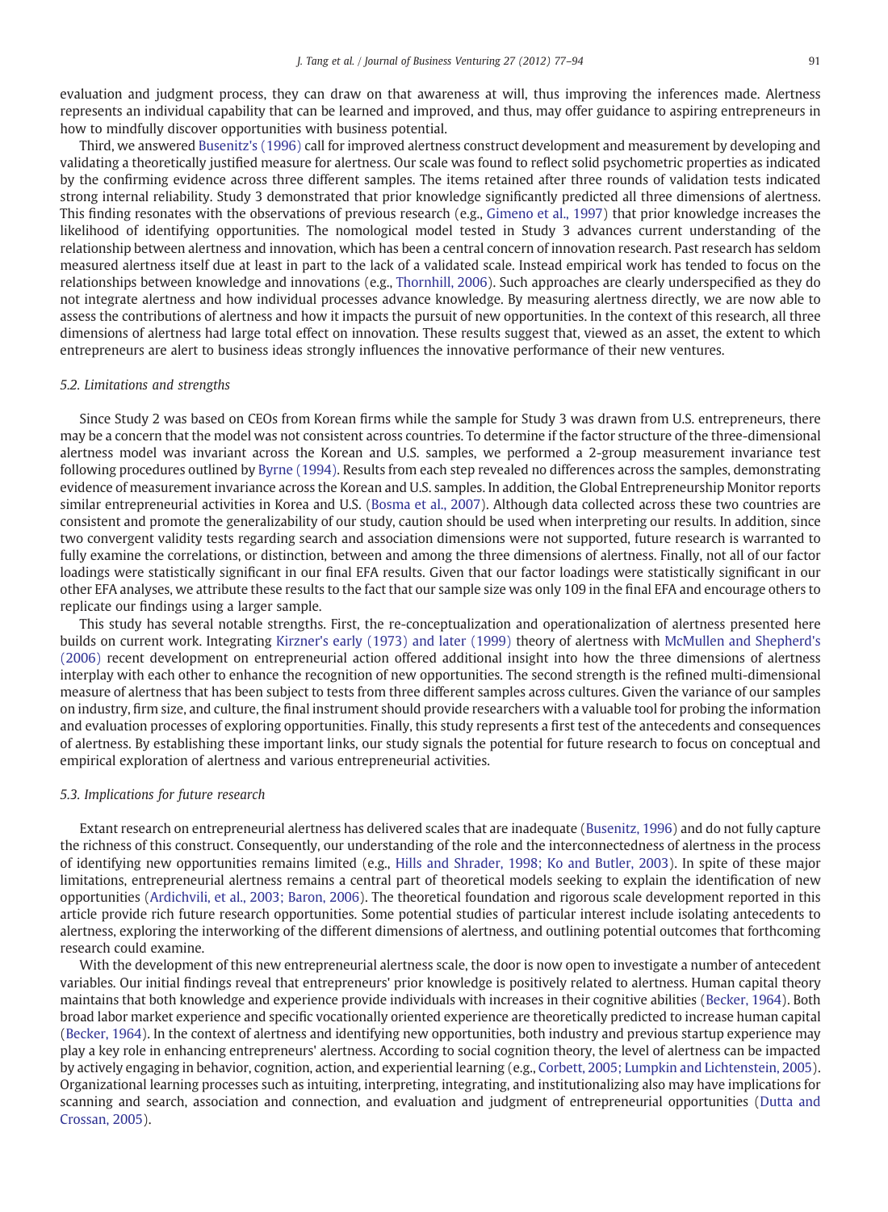evaluation and judgment process, they can draw on that awareness at will, thus improving the inferences made. Alertness represents an individual capability that can be learned and improved, and thus, may offer guidance to aspiring entrepreneurs in how to mindfully discover opportunities with business potential.

Third, we answered Busenitz's (1996) call for improved alertness construct development and measurement by developing and validating a theoretically justified measure for alertness. Our scale was found to reflect solid psychometric properties as indicated by the confirming evidence across three different samples. The items retained after three rounds of validation tests indicated strong internal reliability. Study 3 demonstrated that prior knowledge significantly predicted all three dimensions of alertness. This finding resonates with the observations of previous research (e.g., Gimeno et al., 1997) that prior knowledge increases the likelihood of identifying opportunities. The nomological model tested in Study 3 advances current understanding of the relationship between alertness and innovation, which has been a central concern of innovation research. Past research has seldom measured alertness itself due at least in part to the lack of a validated scale. Instead empirical work has tended to focus on the relationships between knowledge and innovations (e.g., Thornhill, 2006). Such approaches are clearly underspecified as they do not integrate alertness and how individual processes advance knowledge. By measuring alertness directly, we are now able to assess the contributions of alertness and how it impacts the pursuit of new opportunities. In the context of this research, all three dimensions of alertness had large total effect on innovation. These results suggest that, viewed as an asset, the extent to which entrepreneurs are alert to business ideas strongly influences the innovative performance of their new ventures.

### 5.2. Limitations and strengths

Since Study 2 was based on CEOs from Korean firms while the sample for Study 3 was drawn from U.S. entrepreneurs, there may be a concern that the model was not consistent across countries. To determine if the factor structure of the three-dimensional alertness model was invariant across the Korean and U.S. samples, we performed a 2-group measurement invariance test following procedures outlined by Byrne (1994). Results from each step revealed no differences across the samples, demonstrating evidence of measurement invariance across the Korean and U.S. samples. In addition, the Global Entrepreneurship Monitor reports similar entrepreneurial activities in Korea and U.S. (Bosma et al., 2007). Although data collected across these two countries are consistent and promote the generalizability of our study, caution should be used when interpreting our results. In addition, since two convergent validity tests regarding search and association dimensions were not supported, future research is warranted to fully examine the correlations, or distinction, between and among the three dimensions of alertness. Finally, not all of our factor loadings were statistically significant in our final EFA results. Given that our factor loadings were statistically significant in our other EFA analyses, we attribute these results to the fact that our sample size was only 109 in the final EFA and encourage others to replicate our findings using a larger sample.

This study has several notable strengths. First, the re-conceptualization and operationalization of alertness presented here builds on current work. Integrating Kirzner's early (1973) and later (1999) theory of alertness with McMullen and Shepherd's (2006) recent development on entrepreneurial action offered additional insight into how the three dimensions of alertness interplay with each other to enhance the recognition of new opportunities. The second strength is the refined multi-dimensional measure of alertness that has been subject to tests from three different samples across cultures. Given the variance of our samples on industry, firm size, and culture, the final instrument should provide researchers with a valuable tool for probing the information and evaluation processes of exploring opportunities. Finally, this study represents a first test of the antecedents and consequences of alertness. By establishing these important links, our study signals the potential for future research to focus on conceptual and empirical exploration of alertness and various entrepreneurial activities.

### 5.3. Implications for future research

Extant research on entrepreneurial alertness has delivered scales that are inadequate (Busenitz, 1996) and do not fully capture the richness of this construct. Consequently, our understanding of the role and the interconnectedness of alertness in the process of identifying new opportunities remains limited (e.g., Hills and Shrader, 1998; Ko and Butler, 2003). In spite of these major limitations, entrepreneurial alertness remains a central part of theoretical models seeking to explain the identification of new opportunities (Ardichvili, et al., 2003; Baron, 2006). The theoretical foundation and rigorous scale development reported in this article provide rich future research opportunities. Some potential studies of particular interest include isolating antecedents to alertness, exploring the interworking of the different dimensions of alertness, and outlining potential outcomes that forthcoming research could examine.

With the development of this new entrepreneurial alertness scale, the door is now open to investigate a number of antecedent variables. Our initial findings reveal that entrepreneurs' prior knowledge is positively related to alertness. Human capital theory maintains that both knowledge and experience provide individuals with increases in their cognitive abilities (Becker, 1964). Both broad labor market experience and specific vocationally oriented experience are theoretically predicted to increase human capital (Becker, 1964). In the context of alertness and identifying new opportunities, both industry and previous startup experience may play a key role in enhancing entrepreneurs' alertness. According to social cognition theory, the level of alertness can be impacted by actively engaging in behavior, cognition, action, and experiential learning (e.g., Corbett, 2005; Lumpkin and Lichtenstein, 2005). Organizational learning processes such as intuiting, interpreting, integrating, and institutionalizing also may have implications for scanning and search, association and connection, and evaluation and judgment of entrepreneurial opportunities (Dutta and Crossan, 2005).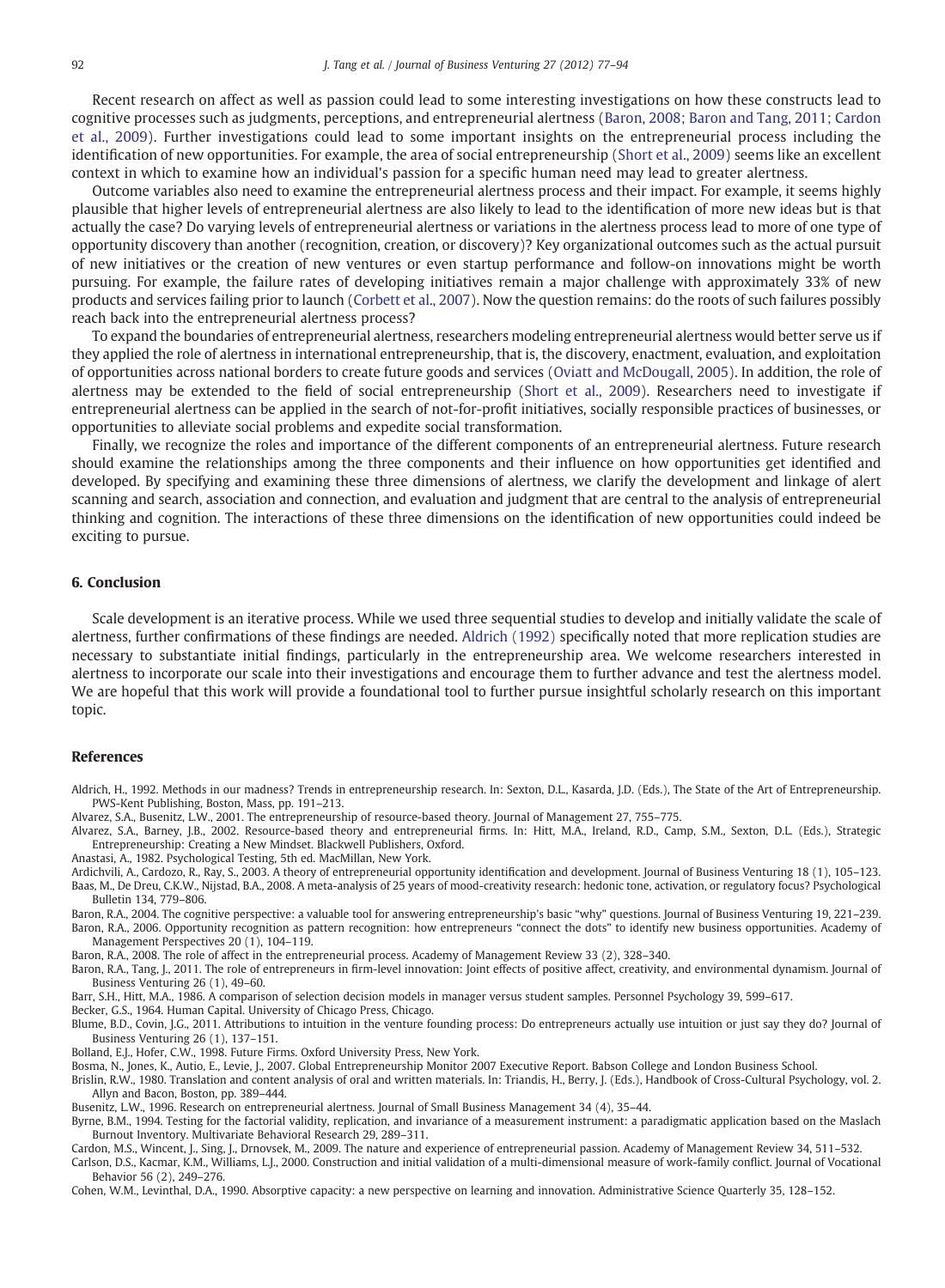Recent research on affect as well as passion could lead to some interesting investigations on how these constructs lead to cognitive processes such as judgments, perceptions, and entrepreneurial alertness (Baron, 2008; Baron and Tang, 2011; Cardon et al., 2009). Further investigations could lead to some important insights on the entrepreneurial process including the identification of new opportunities. For example, the area of social entrepreneurship (Short et al., 2009) seems like an excellent context in which to examine how an individual's passion for a specific human need may lead to greater alertness.

Outcome variables also need to examine the entrepreneurial alertness process and their impact. For example, it seems highly plausible that higher levels of entrepreneurial alertness are also likely to lead to the identification of more new ideas but is that actually the case? Do varying levels of entrepreneurial alertness or variations in the alertness process lead to more of one type of opportunity discovery than another (recognition, creation, or discovery)? Key organizational outcomes such as the actual pursuit of new initiatives or the creation of new ventures or even startup performance and follow-on innovations might be worth pursuing. For example, the failure rates of developing initiatives remain a major challenge with approximately 33% of new products and services failing prior to launch (Corbett et al., 2007). Now the question remains: do the roots of such failures possibly reach back into the entrepreneurial alertness process?

To expand the boundaries of entrepreneurial alertness, researchers modeling entrepreneurial alertness would better serve us if they applied the role of alertness in international entrepreneurship, that is, the discovery, enactment, evaluation, and exploitation of opportunities across national borders to create future goods and services (Oviatt and McDougall, 2005). In addition, the role of alertness may be extended to the field of social entrepreneurship (Short et al., 2009). Researchers need to investigate if entrepreneurial alertness can be applied in the search of not-for-profit initiatives, socially responsible practices of businesses, or opportunities to alleviate social problems and expedite social transformation.

Finally, we recognize the roles and importance of the different components of an entrepreneurial alertness. Future research should examine the relationships among the three components and their influence on how opportunities get identified and developed. By specifying and examining these three dimensions of alertness, we clarify the development and linkage of alert scanning and search, association and connection, and evaluation and judgment that are central to the analysis of entrepreneurial thinking and cognition. The interactions of these three dimensions on the identification of new opportunities could indeed be exciting to pursue.

## 6. Conclusion

Scale development is an iterative process. While we used three sequential studies to develop and initially validate the scale of alertness, further confirmations of these findings are needed. Aldrich (1992) specifically noted that more replication studies are necessary to substantiate initial findings, particularly in the entrepreneurship area. We welcome researchers interested in alertness to incorporate our scale into their investigations and encourage them to further advance and test the alertness model. We are hopeful that this work will provide a foundational tool to further pursue insightful scholarly research on this important topic.

## References

Aldrich, H., 1992. Methods in our madness? Trends in entrepreneurship research. In: Sexton, D.L., Kasarda, J.D. (Eds.), The State of the Art of Entrepreneurship. PWS-Kent Publishing, Boston, Mass, pp. 191–213.

Alvarez, S.A., Busenitz, L.W., 2001. The entrepreneurship of resource-based theory. Journal of Management 27, 755–775.

Alvarez, S.A., Barney, J.B., 2002. Resource-based theory and entrepreneurial firms. In: Hitt, M.A., Ireland, R.D., Camp, S.M., Sexton, D.L. (Eds.), Strategic Entrepreneurship: Creating a New Mindset. Blackwell Publishers, Oxford.

Anastasi, A., 1982. Psychological Testing, 5th ed. MacMillan, New York.

Ardichvili, A., Cardozo, R., Ray, S., 2003. A theory of entrepreneurial opportunity identification and development. Journal of Business Venturing 18 (1), 105–123.

Baas, M., De Dreu, C.K.W., Nijstad, B.A., 2008. A meta-analysis of 25 years of mood-creativity research: hedonic tone, activation, or regulatory focus? Psychological Bulletin 134, 779–806.

Baron, R.A., 2004. The cognitive perspective: a valuable tool for answering entrepreneurship's basic "why" questions. Journal of Business Venturing 19, 221–239.

Baron, R.A., 2006. Opportunity recognition as pattern recognition: how entrepreneurs "connect the dots" to identify new business opportunities. Academy of Management Perspectives 20 (1), 104–119.

Baron, R.A., 2008. The role of affect in the entrepreneurial process. Academy of Management Review 33 (2), 328–340.

Baron, R.A., Tang, J., 2011. The role of entrepreneurs in firm-level innovation: Joint effects of positive affect, creativity, and environmental dynamism. Journal of Business Venturing 26 (1), 49–60.

Barr, S.H., Hitt, M.A., 1986. A comparison of selection decision models in manager versus student samples. Personnel Psychology 39, 599–617.

Becker, G.S., 1964. Human Capital. University of Chicago Press, Chicago.

Blume, B.D., Covin, J.G., 2011. Attributions to intuition in the venture founding process: Do entrepreneurs actually use intuition or just say they do? Journal of Business Venturing 26 (1), 137–151.

Bolland, E.J., Hofer, C.W., 1998. Future Firms. Oxford University Press, New York.

Bosma, N., Jones, K., Autio, E., Levie, J., 2007. Global Entrepreneurship Monitor 2007 Executive Report. Babson College and London Business School.

Brislin, R.W., 1980. Translation and content analysis of oral and written materials. In: Triandis, H., Berry, J. (Eds.), Handbook of Cross-Cultural Psychology, vol. 2. Allyn and Bacon, Boston, pp. 389–444.

Busenitz, L.W., 1996. Research on entrepreneurial alertness. Journal of Small Business Management 34 (4), 35–44.

Byrne, B.M., 1994. Testing for the factorial validity, replication, and invariance of a measurement instrument: a paradigmatic application based on the Maslach Burnout Inventory. Multivariate Behavioral Research 29, 289–311.

Cardon, M.S., Wincent, J., Sing, J., Drnovsek, M., 2009. The nature and experience of entrepreneurial passion. Academy of Management Review 34, 511–532.

Carlson, D.S., Kacmar, K.M., Williams, L.J., 2000. Construction and initial validation of a multi-dimensional measure of work-family conflict. Journal of Vocational Behavior 56 (2), 249–276.

Cohen, W.M., Levinthal, D.A., 1990. Absorptive capacity: a new perspective on learning and innovation. Administrative Science Quarterly 35, 128–152.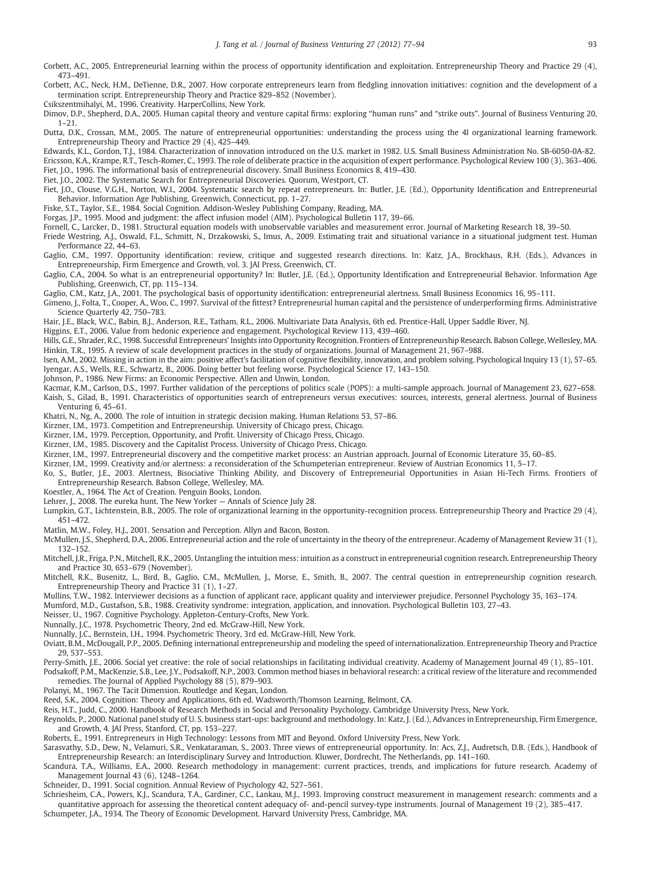Corbett, A.C., 2005. Entrepreneurial learning within the process of opportunity identification and exploitation. Entrepreneurship Theory and Practice 29 (4), 473–491.

Corbett, A.C., Neck, H.M., DeTienne, D.R., 2007. How corporate entrepreneurs learn from fledgling innovation initiatives: cognition and the development of a termination script. Entrepreneurship Theory and Practice 829–852 (November).

Csikszentmihalyi, M., 1996. Creativity. HarperCollins, New York.

Dimov, D.P., Shepherd, D.A., 2005. Human capital theory and venture capital firms: exploring "human runs" and "strike outs". Journal of Business Venturing 20, 1–21.

Dutta, D.K., Crossan, M.M., 2005. The nature of entrepreneurial opportunities: understanding the process using the 4I organizational learning framework. Entrepreneurship Theory and Practice 29 (4), 425–449.

Edwards, K.L., Gordon, T.J., 1984. Characterization of innovation introduced on the U.S. market in 1982. U.S. Small Business Administration No. SB-6050-0A-82.

Ericsson, K.A., Krampe, R.T., Tesch-Romer, C., 1993. The role of deliberate practice in the acquisition of expert performance. Psychological Review 100 (3), 363–406.

Fiet, J.O., 1996. The informational basis of entrepreneurial discovery. Small Business Economics 8, 419–430.

Fiet, J.O., 2002. The Systematic Search for Entrepreneurial Discoveries. Quorum, Westport, CT.

Fiet, J.O., Clouse, V.G.H., Norton, W.I., 2004. Systematic search by repeat entrepreneurs. In: Butler, J.E. (Ed.), Opportunity Identification and Entrepreneurial Behavior. Information Age Publishing, Greenwich, Connecticut, pp. 1–27.

Fiske, S.T., Taylor, S.E., 1984. Social Cognition. Addison-Wesley Publishing Company, Reading, MA.

Forgas, J.P., 1995. Mood and judgment: the affect infusion model (AIM). Psychological Bulletin 117, 39–66.

Fornell, C., Larcker, D., 1981. Structural equation models with unobservable variables and measurement error. Journal of Marketing Research 18, 39–50.

Friede Westring, A.J., Oswald, F.L., Schmitt, N., Drzakowski, S., Imus, A., 2009. Estimating trait and situational variance in a situational judgment test. Human Performance 22, 44–63.

Gaglio, C.M., 1997. Opportunity identification: review, critique and suggested research directions. In: Katz, J.A., Brockhaus, R.H. (Eds.), Advances in Entrepreneurship, Firm Emergence and Growth, vol. 3. JAI Press, Greenwich, CT.

Gaglio, C.A., 2004. So what is an entrepreneurial opportunity? In: Butler, J.E. (Ed.), Opportunity Identification and Entrepreneurial Behavior. Information Age Publishing, Greenwich, CT, pp. 115–134.

Gaglio, C.M., Katz, J.A., 2001. The psychological basis of opportunity identification: entrepreneurial alertness. Small Business Economics 16, 95–111.

Gimeno, J., Folta, T., Cooper, A., Woo, C., 1997. Survival of the fittest? Entrepreneurial human capital and the persistence of underperforming firms. Administrative Science Quarterly 42, 750–783.

Hair, J.E., Black, W.C., Babin, B.J., Anderson, R.E., Tatham, R.L., 2006. Multivariate Data Analysis, 6th ed. Prentice-Hall, Upper Saddle River, NJ.

Higgins, E.T., 2006. Value from hedonic experience and engagement. Psychological Review 113, 439–460.

Hills, G.E., Shrader, R.C., 1998. Successful Entrepreneurs' Insights into Opportunity Recognition. Frontiers of Entrepreneurship Research. Babson College, Wellesley, MA.

Hinkin, T.R., 1995. A review of scale development practices in the study of organizations. Journal of Management 21, 967–988.

Isen, A.M., 2002. Missing in action in the aim: positive affect's facilitation of cognitive flexibility, innovation, and problem solving. Psychological Inquiry 13 (1), 57–65.

Iyengar, A.S., Wells, R.E., Schwartz, B., 2006. Doing better but feeling worse. Psychological Science 17, 143–150.

Johnson, P., 1986. New Firms: an Economic Perspective. Allen and Unwin, London.

Kacmar, K.M., Carlson, D.S., 1997. Further validation of the perceptions of politics scale (POPS): a multi-sample approach. Journal of Management 23, 627–658.

Kaish, S., Gilad, B., 1991. Characteristics of opportunities search of entrepreneurs versus executives: sources, interests, general alertness. Journal of Business Venturing 6, 45–61.

Khatri, N., Ng, A., 2000. The role of intuition in strategic decision making. Human Relations 53, 57–86.

Kirzner, I.M., 1973. Competition and Entrepreneurship. University of Chicago press, Chicago.

Kirzner, I.M., 1979. Perception, Opportunity, and Profit. University of Chicago Press, Chicago.

Kirzner, I.M., 1985. Discovery and the Capitalist Process. University of Chicago Press, Chicago.

Kirzner, I.M., 1997. Entrepreneurial discovery and the competitive market process: an Austrian approach. Journal of Economic Literature 35, 60–85.

Kirzner, I.M., 1999. Creativity and/or alertness: a reconsideration of the Schumpeterian entrepreneur. Review of Austrian Economics 11, 5–17.

Ko, S., Butler, J.E., 2003. Alertness, Bisociative Thinking Ability, and Discovery of Entrepreneurial Opportunities in Asian Hi-Tech Firms. Frontiers of Entrepreneurship Research. Babson College, Wellesley, MA.

Koestler, A., 1964. The Act of Creation. Penguin Books, London.

Lehrer, J., 2008. The eureka hunt. The New Yorker — Annals of Science July 28.

Lumpkin, G.T., Lichtenstein, B.B., 2005. The role of organizational learning in the opportunity-recognition process. Entrepreneurship Theory and Practice 29 (4), 451–472.

Matlin, M.W., Foley, H.J., 2001. Sensation and Perception. Allyn and Bacon, Boston.

McMullen, J.S., Shepherd, D.A., 2006. Entrepreneurial action and the role of uncertainty in the theory of the entrepreneur. Academy of Management Review 31 (1), 132–152.

Mitchell, J.R., Friga, P.N., Mitchell, R.K., 2005. Untangling the intuition mess: intuition as a construct in entrepreneurial cognition research. Entrepreneurship Theory and Practice 30, 653–679 (November).

Mitchell, R.K., Busenitz, L., Bird, B., Gaglio, C.M., McMullen, J., Morse, E., Smith, B., 2007. The central question in entrepreneurship cognition research. Entrepreneurship Theory and Practice 31 (1), 1–27.

Mullins, T.W., 1982. Interviewer decisions as a function of applicant race, applicant quality and interviewer prejudice. Personnel Psychology 35, 163–174.

Mumford, M.D., Gustafson, S.B., 1988. Creativity syndrome: integration, application, and innovation. Psychological Bulletin 103, 27–43.

Neisser, U., 1967. Cognitive Psychology. Appleton-Century-Crofts, New York.

Nunnally, J.C., 1978. Psychometric Theory, 2nd ed. McGraw-Hill, New York.

Nunnally, J.C., Bernstein, I.H., 1994. Psychometric Theory, 3rd ed. McGraw-Hill, New York.

Oviatt, B.M., McDougall, P.P., 2005. Defining international entrepreneurship and modeling the speed of internationalization. Entrepreneurship Theory and Practice 29, 537–553.

Perry-Smith, J.E., 2006. Social yet creative: the role of social relationships in facilitating individual creativity. Academy of Management Journal 49 (1), 85–101.

Podsakoff, P.M., MacKenzie, S.B., Lee, J.Y., Podsakoff, N.P., 2003. Common method biases in behavioral research: a critical review of the literature and recommended remedies. The Journal of Applied Psychology 88 (5), 879–903.

Polanyi, M., 1967. The Tacit Dimension. Routledge and Kegan, London.

Reed, S.K., 2004. Cognition: Theory and Applications, 6th ed. Wadsworth/Thomson Learning, Belmont, CA.

Reis, H.T., Judd, C., 2000. Handbook of Research Methods in Social and Personality Psychology. Cambridge University Press, New York.

Reynolds, P., 2000. National panel study of U. S. business start-ups: background and methodology. In: Katz, J. (Ed.), Advances in Entrepreneurship, Firm Emergence, and Growth, 4. JAI Press, Stanford, CT, pp. 153–227.

Roberts, E., 1991. Entrepreneurs in High Technology: Lessons from MIT and Beyond. Oxford University Press, New York.

Sarasvathy, S.D., Dew, N., Velamuri, S.R., Venkataraman, S., 2003. Three views of entrepreneurial opportunity. In: Acs, Z.J., Audretsch, D.B. (Eds.), Handbook of Entrepreneurship Research: an Interdisciplinary Survey and Introduction. Kluwer, Dordrecht, The Netherlands, pp. 141–160.

Scandura, T.A., Williams, E.A., 2000. Research methodology in management: current practices, trends, and implications for future research. Academy of Management Journal 43 (6), 1248–1264.

Schneider, D., 1991. Social cognition. Annual Review of Psychology 42, 527–561.

Schriesheim, C.A., Powers, K.J., Scandura, T.A., Gardiner, C.C., Lankau, M.J., 1993. Improving construct measurement in management research: comments and a quantitative approach for assessing the theoretical content adequacy of- and-pencil survey-type instruments. Journal of Management 19 (2), 385–417.

Schumpeter, J.A., 1934. The Theory of Economic Development. Harvard University Press, Cambridge, MA.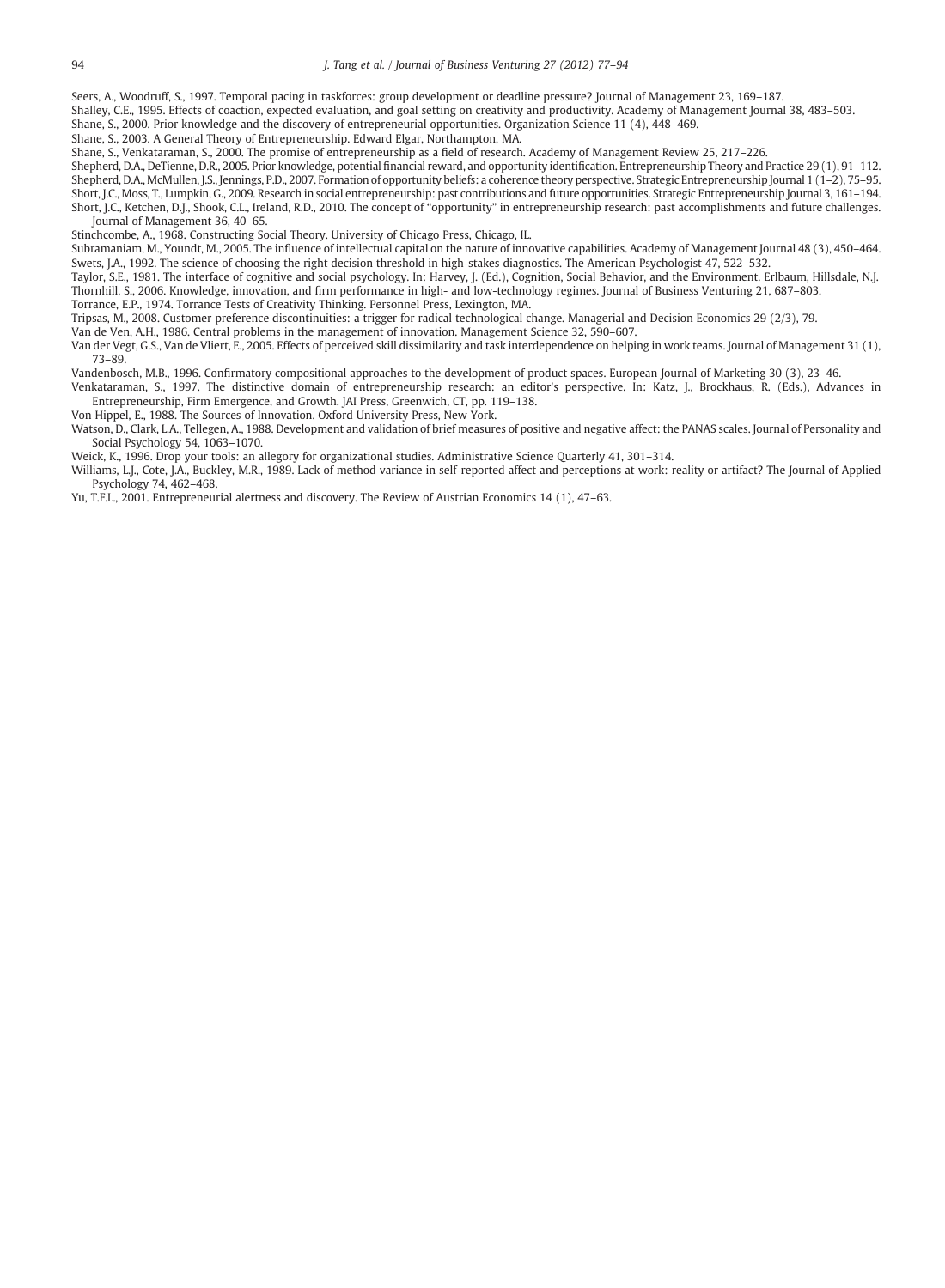Seers, A., Woodruff, S., 1997. Temporal pacing in taskforces: group development or deadline pressure? Journal of Management 23, 169–187.

Shalley, C.E., 1995. Effects of coaction, expected evaluation, and goal setting on creativity and productivity. Academy of Management Journal 38, 483–503.

Shane, S., 2000. Prior knowledge and the discovery of entrepreneurial opportunities. Organization Science 11 (4), 448–469.

Shane, S., 2003. A General Theory of Entrepreneurship. Edward Elgar, Northampton, MA.

Shane, S., Venkataraman, S., 2000. The promise of entrepreneurship as a field of research. Academy of Management Review 25, 217–226.

Shepherd, D.A., DeTienne, D.R., 2005. Prior knowledge, potential financial reward, and opportunity identification. Entrepreneurship Theory and Practice 29 (1), 91–112.

Shepherd, D.A., McMullen, J.S., Jennings, P.D., 2007. Formation of opportunity beliefs: a coherence theory perspective. Strategic Entrepreneurship Journal 1 (1–2), 75–95.

Short, J.C., Moss, T., Lumpkin, G., 2009. Research in social entrepreneurship: past contributions and future opportunities. Strategic Entrepreneurship Journal 3, 161–194.

Short, J.C., Ketchen, D.J., Shook, C.L., Ireland, R.D., 2010. The concept of "opportunity" in entrepreneurship research: past accomplishments and future challenges. Journal of Management 36, 40–65.

Stinchcombe, A., 1968. Constructing Social Theory. University of Chicago Press, Chicago, IL.

Subramaniam, M., Youndt, M., 2005. The influence of intellectual capital on the nature of innovative capabilities. Academy of Management Journal 48 (3), 450–464.

Swets, J.A., 1992. The science of choosing the right decision threshold in high-stakes diagnostics. The American Psychologist 47, 522–532.

Taylor, S.E., 1981. The interface of cognitive and social psychology. In: Harvey, J. (Ed.), Cognition, Social Behavior, and the Environment. Erlbaum, Hillsdale, N.J.

Thornhill, S., 2006. Knowledge, innovation, and firm performance in high- and low-technology regimes. Journal of Business Venturing 21, 687–803.

Torrance, E.P., 1974. Torrance Tests of Creativity Thinking. Personnel Press, Lexington, MA.

Tripsas, M., 2008. Customer preference discontinuities: a trigger for radical technological change. Managerial and Decision Economics 29 (2/3), 79.

Van de Ven, A.H., 1986. Central problems in the management of innovation. Management Science 32, 590–607.

Van der Vegt, G.S., Van de Vliert, E., 2005. Effects of perceived skill dissimilarity and task interdependence on helping in work teams. Journal of Management 31 (1), 73–89.

Vandenbosch, M.B., 1996. Confirmatory compositional approaches to the development of product spaces. European Journal of Marketing 30 (3), 23–46.

Venkataraman, S., 1997. The distinctive domain of entrepreneurship research: an editor's perspective. In: Katz, J., Brockhaus, R. (Eds.), Advances in Entrepreneurship, Firm Emergence, and Growth. JAI Press, Greenwich, CT, pp. 119–138.

Von Hippel, E., 1988. The Sources of Innovation. Oxford University Press, New York.

Watson, D., Clark, L.A., Tellegen, A., 1988. Development and validation of brief measures of positive and negative affect: the PANAS scales. Journal of Personality and Social Psychology 54, 1063–1070.

Weick, K., 1996. Drop your tools: an allegory for organizational studies. Administrative Science Quarterly 41, 301–314.

Williams, L.J., Cote, J.A., Buckley, M.R., 1989. Lack of method variance in self-reported affect and perceptions at work: reality or artifact? The Journal of Applied Psychology 74, 462–468.

Yu, T.F.L., 2001. Entrepreneurial alertness and discovery. The Review of Austrian Economics 14 (1), 47–63.